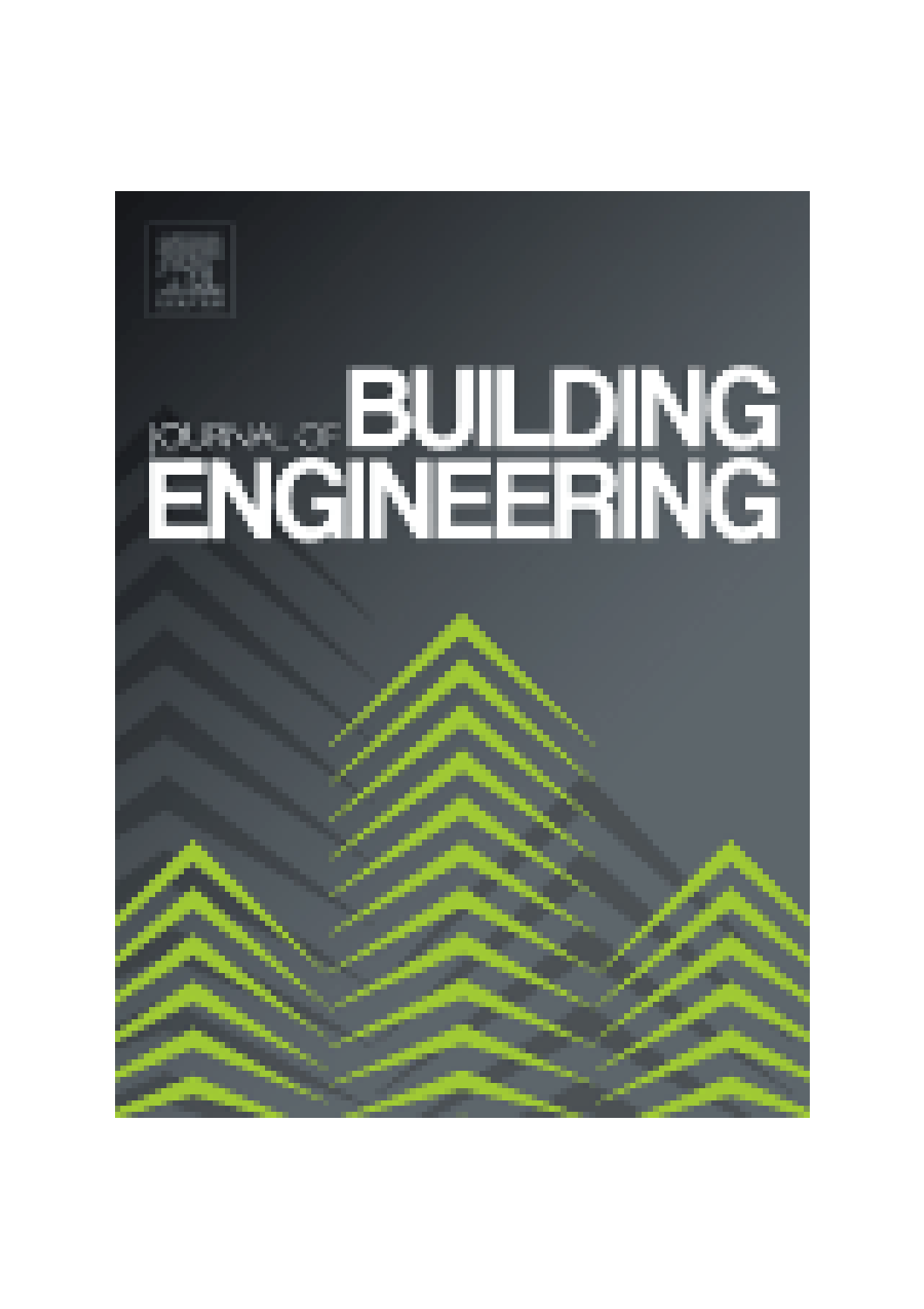# JOURNAL OF BUILDING ENGINEERING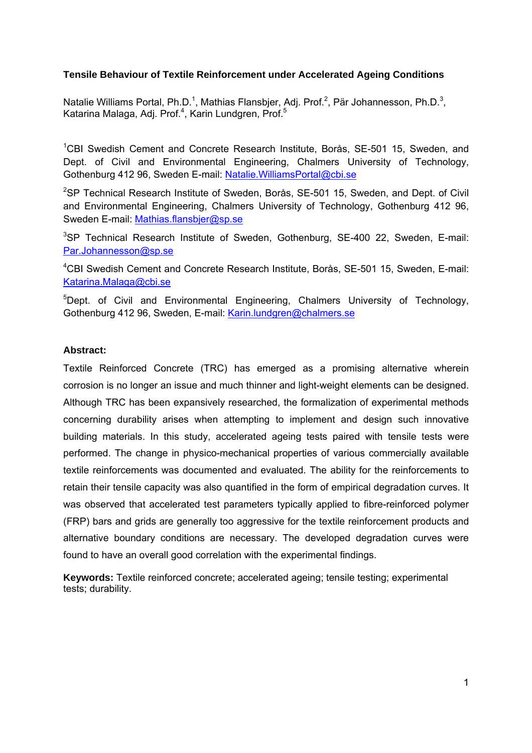**Tensile Behaviour of Textile Reinforcement under Accelerated Ageing Conditions**

Natalie Williams Portal, Ph.D.[1], Mathias Flansbjer, Adj. Prof.[2], Pär Johannesson, Ph.D.[3], Katarina Malaga, Adj. Prof.[4], Karin Lundgren, Prof.[5]

[1]CBI Swedish Cement and Concrete Research Institute, Borås, SE-501 15, Sweden, and Dept. of Civil and Environmental Engineering, Chalmers University of Technology, Gothenburg 412 96, Sweden E-mail: Natalie.WilliamsPortal@cbi.se

[2]SP Technical Research Institute of Sweden, Borås, SE-501 15, Sweden, and Dept. of Civil and Environmental Engineering, Chalmers University of Technology, Gothenburg 412 96, Sweden E-mail: Mathias.flansbjer@sp.se

[3]SP Technical Research Institute of Sweden, Gothenburg, SE-400 22, Sweden, E-mail: Par.Johannesson@sp.se

[4]CBI Swedish Cement and Concrete Research Institute, Borås, SE-501 15, Sweden, E-mail: Katarina.Malaga@cbi.se

[5]Dept. of Civil and Environmental Engineering, Chalmers University of Technology, Gothenburg 412 96, Sweden, E-mail: Karin.lundgren@chalmers.se

**Abstract:**

Textile Reinforced Concrete (TRC) has emerged as a promising alternative wherein corrosion is no longer an issue and much thinner and light-weight elements can be designed. Although TRC has been expansively researched, the formalization of experimental methods concerning durability arises when attempting to implement and design such innovative building materials. In this study, accelerated ageing tests paired with tensile tests were performed. The change in physico-mechanical properties of various commercially available textile reinforcements was documented and evaluated. The ability for the reinforcements to retain their tensile capacity was also quantified in the form of empirical degradation curves. It was observed that accelerated test parameters typically applied to fibre-reinforced polymer (FRP) bars and grids are generally too aggressive for the textile reinforcement products and alternative boundary conditions are necessary. The developed degradation curves were found to have an overall good correlation with the experimental findings.

**Keywords:** Textile reinforced concrete; accelerated ageing; tensile testing; experimental tests; durability.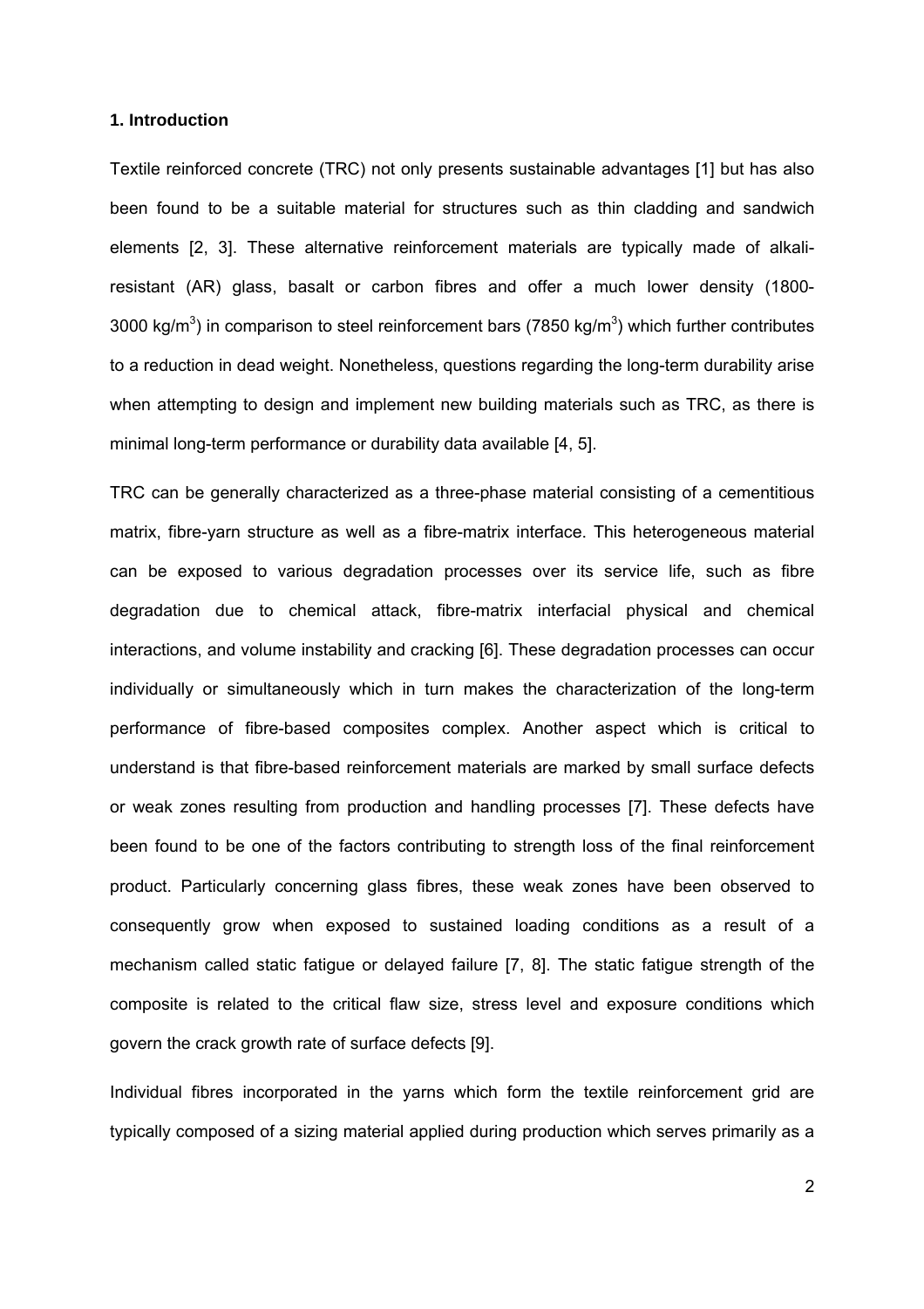## 1. Introduction

Textile reinforced concrete (TRC) not only presents sustainable advantages [1] but has also been found to be a suitable material for structures such as thin cladding and sandwich elements [2, 3]. These alternative reinforcement materials are typically made of alkali-resistant (AR) glass, basalt or carbon fibres and offer a much lower density (1800-3000 kg/m$^3$) in comparison to steel reinforcement bars (7850 kg/m$^3$) which further contributes to a reduction in dead weight. Nonetheless, questions regarding the long-term durability arise when attempting to design and implement new building materials such as TRC, as there is minimal long-term performance or durability data available [4, 5].

TRC can be generally characterized as a three-phase material consisting of a cementitious matrix, fibre-yarn structure as well as a fibre-matrix interface. This heterogeneous material can be exposed to various degradation processes over its service life, such as fibre degradation due to chemical attack, fibre-matrix interfacial physical and chemical interactions, and volume instability and cracking [6]. These degradation processes can occur individually or simultaneously which in turn makes the characterization of the long-term performance of fibre-based composites complex. Another aspect which is critical to understand is that fibre-based reinforcement materials are marked by small surface defects or weak zones resulting from production and handling processes [7]. These defects have been found to be one of the factors contributing to strength loss of the final reinforcement product. Particularly concerning glass fibres, these weak zones have been observed to consequently grow when exposed to sustained loading conditions as a result of a mechanism called static fatigue or delayed failure [7, 8]. The static fatigue strength of the composite is related to the critical flaw size, stress level and exposure conditions which govern the crack growth rate of surface defects [9].

Individual fibres incorporated in the yarns which form the textile reinforcement grid are typically composed of a sizing material applied during production which serves primarily as a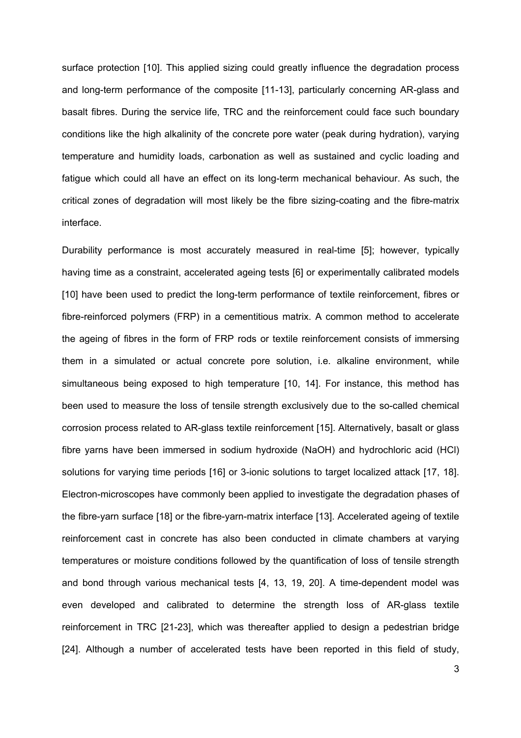surface protection [10]. This applied sizing could greatly influence the degradation process and long-term performance of the composite [11-13], particularly concerning AR-glass and basalt fibres. During the service life, TRC and the reinforcement could face such boundary conditions like the high alkalinity of the concrete pore water (peak during hydration), varying temperature and humidity loads, carbonation as well as sustained and cyclic loading and fatigue which could all have an effect on its long-term mechanical behaviour. As such, the critical zones of degradation will most likely be the fibre sizing-coating and the fibre-matrix interface.

Durability performance is most accurately measured in real-time [5]; however, typically having time as a constraint, accelerated ageing tests [6] or experimentally calibrated models [10] have been used to predict the long-term performance of textile reinforcement, fibres or fibre-reinforced polymers (FRP) in a cementitious matrix. A common method to accelerate the ageing of fibres in the form of FRP rods or textile reinforcement consists of immersing them in a simulated or actual concrete pore solution, i.e. alkaline environment, while simultaneous being exposed to high temperature [10, 14]. For instance, this method has been used to measure the loss of tensile strength exclusively due to the so-called chemical corrosion process related to AR-glass textile reinforcement [15]. Alternatively, basalt or glass fibre yarns have been immersed in sodium hydroxide (NaOH) and hydrochloric acid (HCl) solutions for varying time periods [16] or 3-ionic solutions to target localized attack [17, 18]. Electron-microscopes have commonly been applied to investigate the degradation phases of the fibre-yarn surface [18] or the fibre-yarn-matrix interface [13]. Accelerated ageing of textile reinforcement cast in concrete has also been conducted in climate chambers at varying temperatures or moisture conditions followed by the quantification of loss of tensile strength and bond through various mechanical tests [4, 13, 19, 20]. A time-dependent model was even developed and calibrated to determine the strength loss of AR-glass textile reinforcement in TRC [21-23], which was thereafter applied to design a pedestrian bridge [24]. Although a number of accelerated tests have been reported in this field of study,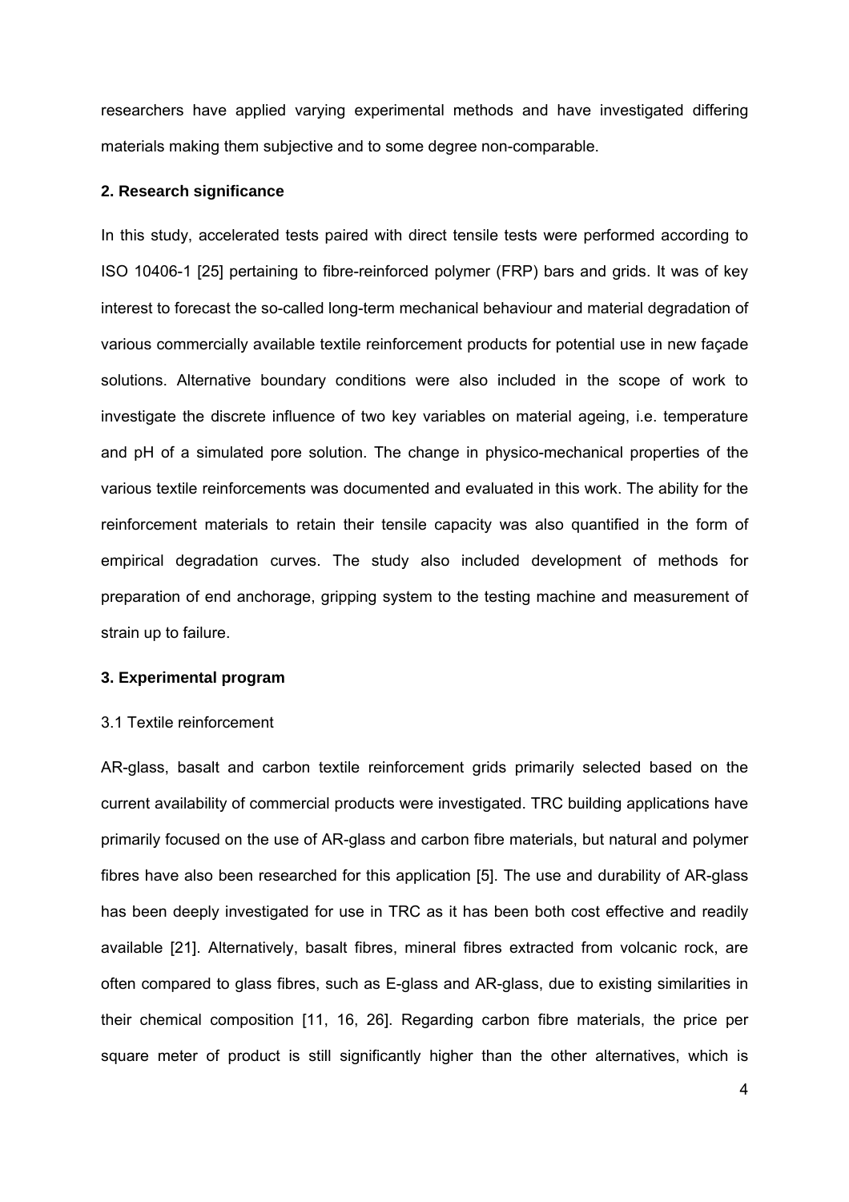researchers have applied varying experimental methods and have investigated differing materials making them subjective and to some degree non-comparable.

## 2. Research significance

In this study, accelerated tests paired with direct tensile tests were performed according to ISO 10406-1 [25] pertaining to fibre-reinforced polymer (FRP) bars and grids. It was of key interest to forecast the so-called long-term mechanical behaviour and material degradation of various commercially available textile reinforcement products for potential use in new façade solutions. Alternative boundary conditions were also included in the scope of work to investigate the discrete influence of two key variables on material ageing, i.e. temperature and pH of a simulated pore solution. The change in physico-mechanical properties of the various textile reinforcements was documented and evaluated in this work. The ability for the reinforcement materials to retain their tensile capacity was also quantified in the form of empirical degradation curves. The study also included development of methods for preparation of end anchorage, gripping system to the testing machine and measurement of strain up to failure.

## 3. Experimental program

### 3.1 Textile reinforcement

AR-glass, basalt and carbon textile reinforcement grids primarily selected based on the current availability of commercial products were investigated. TRC building applications have primarily focused on the use of AR-glass and carbon fibre materials, but natural and polymer fibres have also been researched for this application [5]. The use and durability of AR-glass has been deeply investigated for use in TRC as it has been both cost effective and readily available [21]. Alternatively, basalt fibres, mineral fibres extracted from volcanic rock, are often compared to glass fibres, such as E-glass and AR-glass, due to existing similarities in their chemical composition [11, 16, 26]. Regarding carbon fibre materials, the price per square meter of product is still significantly higher than the other alternatives, which is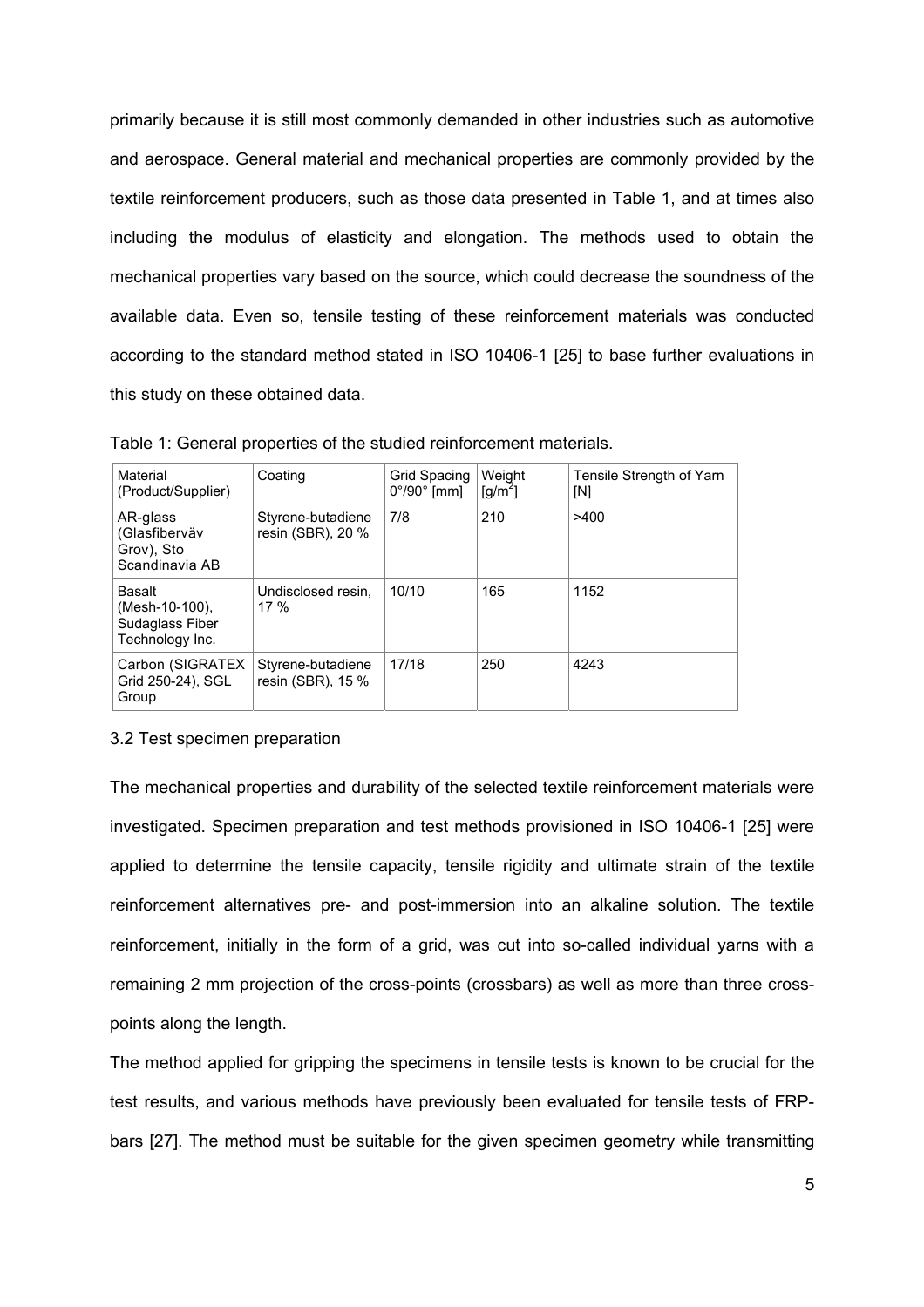primarily because it is still most commonly demanded in other industries such as automotive and aerospace. General material and mechanical properties are commonly provided by the textile reinforcement producers, such as those data presented in Table 1, and at times also including the modulus of elasticity and elongation. The methods used to obtain the mechanical properties vary based on the source, which could decrease the soundness of the available data. Even so, tensile testing of these reinforcement materials was conducted according to the standard method stated in ISO 10406-1 [25] to base further evaluations in this study on these obtained data.

Table 1: General properties of the studied reinforcement materials.

| Material (Product/Supplier) | Coating | Grid Spacing 0°/90° [mm] | Weight [g/m$^2$] | Tensile Strength of Yarn [N] |
|---|---|---|---|---|
| AR-glass (Glasfiberväv Grov), Sto Scandinavia AB | Styrene-butadiene resin (SBR), 20 % | 7/8 | 210 | >400 |
| Basalt (Mesh-10-100), Sudaglass Fiber Technology Inc. | Undisclosed resin, 17 % | 10/10 | 165 | 1152 |
| Carbon (SIGRATEX Grid 250-24), SGL Group | Styrene-butadiene resin (SBR), 15 % | 17/18 | 250 | 4243 |

### 3.2 Test specimen preparation

The mechanical properties and durability of the selected textile reinforcement materials were investigated. Specimen preparation and test methods provisioned in ISO 10406-1 [25] were applied to determine the tensile capacity, tensile rigidity and ultimate strain of the textile reinforcement alternatives pre- and post-immersion into an alkaline solution. The textile reinforcement, initially in the form of a grid, was cut into so-called individual yarns with a remaining 2 mm projection of the cross-points (crossbars) as well as more than three cross-points along the length.

The method applied for gripping the specimens in tensile tests is known to be crucial for the test results, and various methods have previously been evaluated for tensile tests of FRP-bars [27]. The method must be suitable for the given specimen geometry while transmitting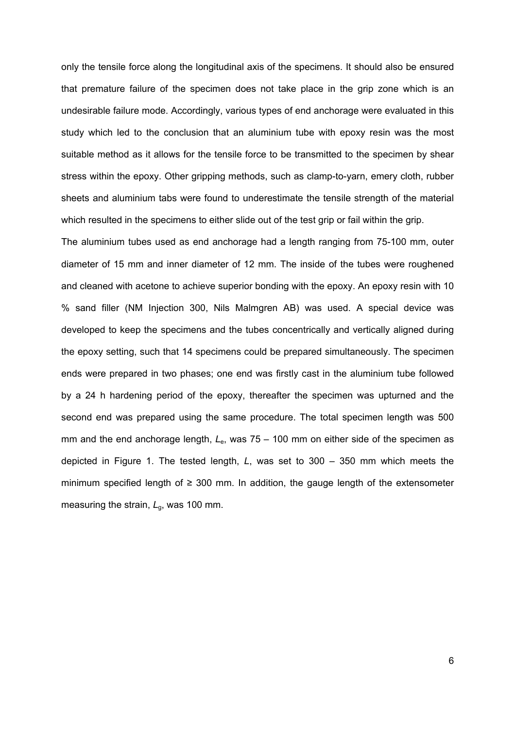only the tensile force along the longitudinal axis of the specimens. It should also be ensured that premature failure of the specimen does not take place in the grip zone which is an undesirable failure mode. Accordingly, various types of end anchorage were evaluated in this study which led to the conclusion that an aluminium tube with epoxy resin was the most suitable method as it allows for the tensile force to be transmitted to the specimen by shear stress within the epoxy. Other gripping methods, such as clamp-to-yarn, emery cloth, rubber sheets and aluminium tabs were found to underestimate the tensile strength of the material which resulted in the specimens to either slide out of the test grip or fail within the grip.

The aluminium tubes used as end anchorage had a length ranging from 75-100 mm, outer diameter of 15 mm and inner diameter of 12 mm. The inside of the tubes were roughened and cleaned with acetone to achieve superior bonding with the epoxy. An epoxy resin with 10 % sand filler (NM Injection 300, Nils Malmgren AB) was used. A special device was developed to keep the specimens and the tubes concentrically and vertically aligned during the epoxy setting, such that 14 specimens could be prepared simultaneously. The specimen ends were prepared in two phases; one end was firstly cast in the aluminium tube followed by a 24 h hardening period of the epoxy, thereafter the specimen was upturned and the second end was prepared using the same procedure. The total specimen length was 500 mm and the end anchorage length, $L_e$, was 75 – 100 mm on either side of the specimen as depicted in Figure 1. The tested length, $L$, was set to 300 – 350 mm which meets the minimum specified length of ≥ 300 mm. In addition, the gauge length of the extensometer measuring the strain, $L_g$, was 100 mm.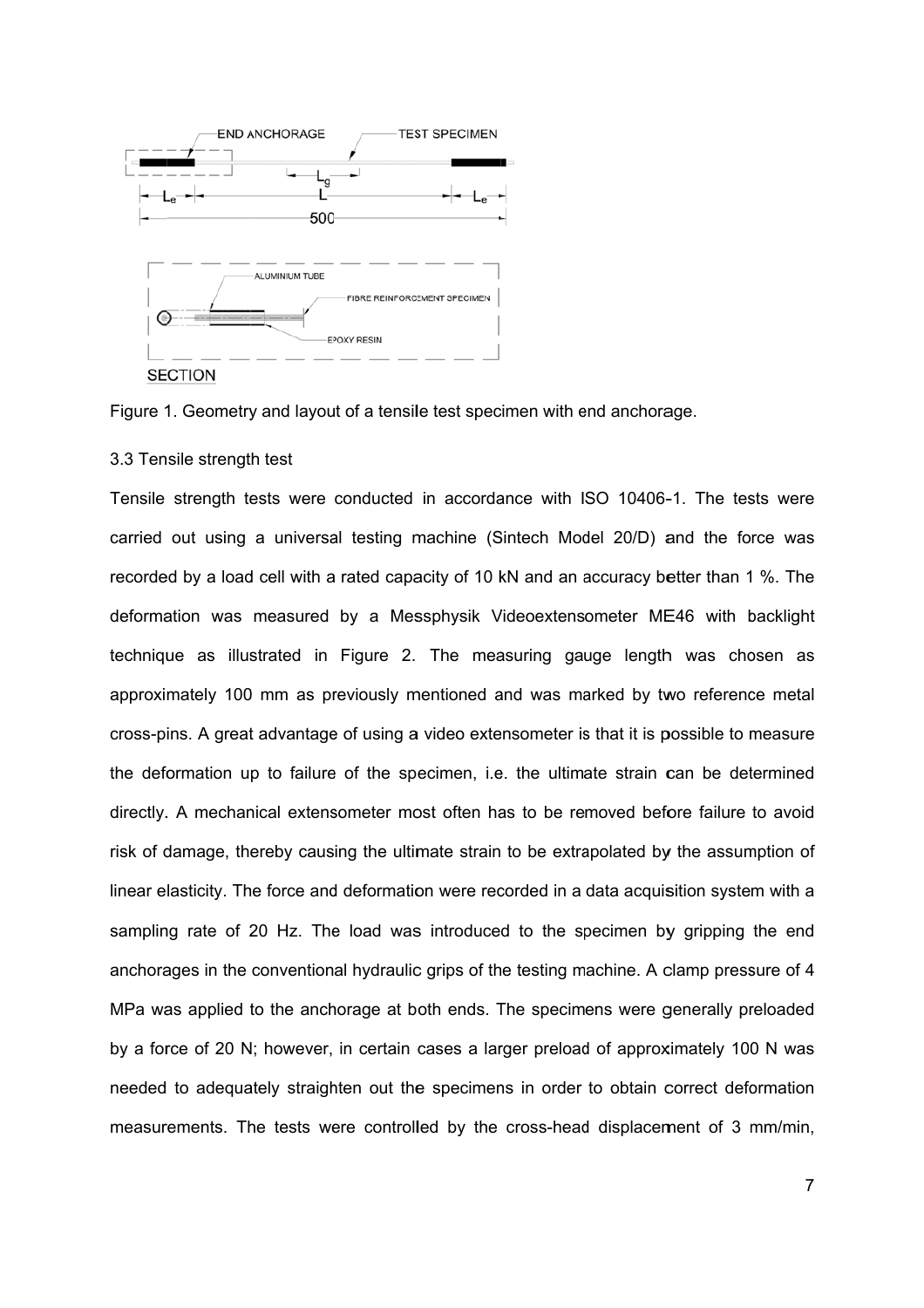Figure 1. Geometry and layout of a tensile test specimen with end anchorage.

3.3 Tensile strength test

Tensile strength tests were conducted in accordance with ISO 10406-1. The tests were carried out using a universal testing machine (Sintech Model 20/D) and the force was recorded by a load cell with a rated capacity of 10 kN and an accuracy better than 1 %. The deformation was measured by a Messphysik Videoextensometer ME46 with backlight technique as illustrated in Figure 2. The measuring gauge length was chosen as approximately 100 mm as previously mentioned and was marked by two reference metal cross-pins. A great advantage of using a video extensometer is that it is possible to measure the deformation up to failure of the specimen, i.e. the ultimate strain can be determined directly. A mechanical extensometer most often has to be removed before failure to avoid risk of damage, thereby causing the ultimate strain to be extrapolated by the assumption of linear elasticity. The force and deformation were recorded in a data acquisition system with a sampling rate of 20 Hz. The load was introduced to the specimen by gripping the end anchorages in the conventional hydraulic grips of the testing machine. A clamp pressure of 4 MPa was applied to the anchorage at both ends. The specimens were generally preloaded by a force of 20 N; however, in certain cases a larger preload of approximately 100 N was needed to adequately straighten out the specimens in order to obtain correct deformation measurements. The tests were controlled by the cross-head displacement of 3 mm/min,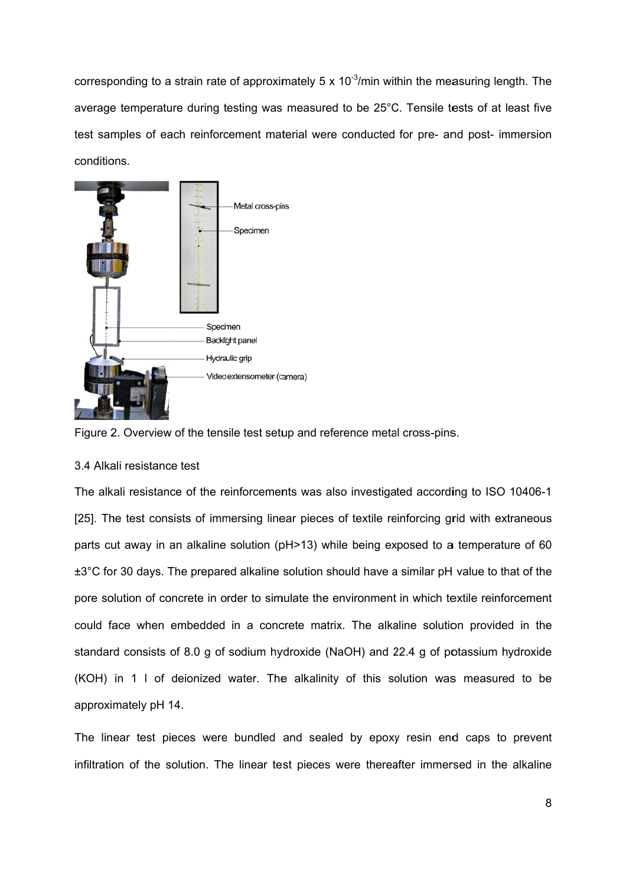corresponding to a strain rate of approximately 5 x $10^{-3}$/min within the measuring length. The average temperature during testing was measured to be 25°C. Tensile tests of at least five test samples of each reinforcement material were conducted for pre- and post- immersion conditions.

Figure 2. Overview of the tensile test setup and reference metal cross-pins.

### 3.4 Alkali resistance test

The alkali resistance of the reinforcements was also investigated according to ISO 10406-1 [25]. The test consists of immersing linear pieces of textile reinforcing grid with extraneous parts cut away in an alkaline solution (pH>13) while being exposed to a temperature of 60 ±3°C for 30 days. The prepared alkaline solution should have a similar pH value to that of the pore solution of concrete in order to simulate the environment in which textile reinforcement could face when embedded in a concrete matrix. The alkaline solution provided in the standard consists of 8.0 g of sodium hydroxide (NaOH) and 22.4 g of potassium hydroxide (KOH) in 1 l of deionized water. The alkalinity of this solution was measured to be approximately pH 14.

The linear test pieces were bundled and sealed by epoxy resin end caps to prevent infiltration of the solution. The linear test pieces were thereafter immersed in the alkaline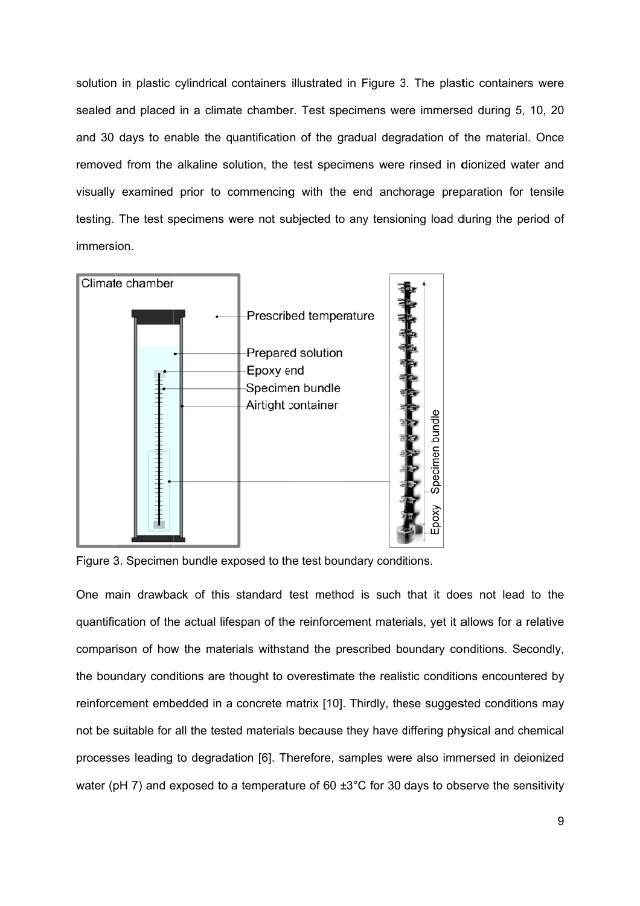solution in plastic cylindrical containers illustrated in Figure 3. The plastic containers were sealed and placed in a climate chamber. Test specimens were immersed during 5, 10, 20 and 30 days to enable the quantification of the gradual degradation of the material. Once removed from the alkaline solution, the test specimens were rinsed in dionized water and visually examined prior to commencing with the end anchorage preparation for tensile testing. The test specimens were not subjected to any tensioning load during the period of immersion.

Figure 3. Specimen bundle exposed to the test boundary conditions.

One main drawback of this standard test method is such that it does not lead to the quantification of the actual lifespan of the reinforcement materials, yet it allows for a relative comparison of how the materials withstand the prescribed boundary conditions. Secondly, the boundary conditions are thought to overestimate the realistic conditions encountered by reinforcement embedded in a concrete matrix [10]. Thirdly, these suggested conditions may not be suitable for all the tested materials because they have differing physical and chemical processes leading to degradation [6]. Therefore, samples were also immersed in deionized water (pH 7) and exposed to a temperature of 60 ±3°C for 30 days to observe the sensitivity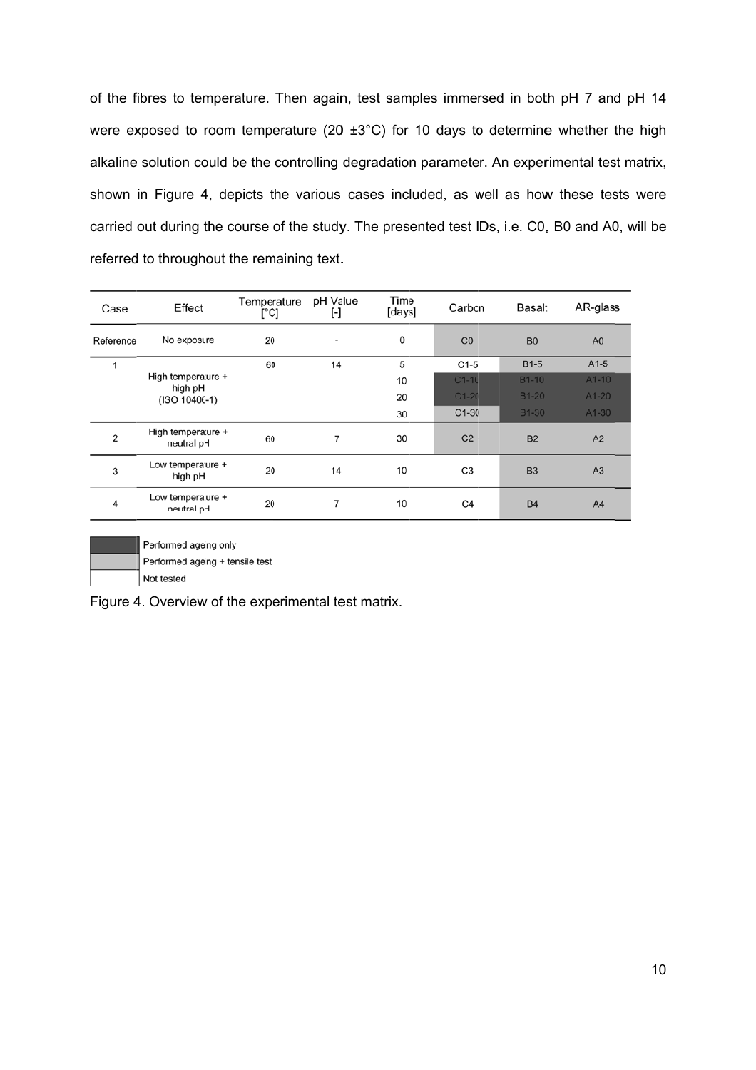of the fibres to temperature. Then again, test samples immersed in both pH 7 and pH 14 were exposed to room temperature (20 ±3°C) for 10 days to determine whether the high alkaline solution could be the controlling degradation parameter. An experimental test matrix, shown in Figure 4, depicts the various cases included, as well as how these tests were carried out during the course of the study. The presented test IDs, i.e. C0, B0 and A0, will be referred to throughout the remaining text.

| Case | Effect | Temperature [°C] | pH Value [-] | Time [days] | Carbon | Basalt | AR-glass |
|---|---|---|---|---|---|---|---|
| Reference | No exposure | 20 | - | 0 | C0 | B0 | A0 |
| 1 | High temperature + high pH (ISO 10406-1) | 60 | 14 | 5 | C1-5 | D1-5 | A1-5 |
| | | | | 10 | C1-10 | B1-10 | A1-10 |
| | | | | 20 | C1-20 | B1-20 | A1-20 |
| | | | | 30 | C1-30 | B1-30 | A1-30 |
| 2 | High temperature + neutral pH | 60 | 7 | 30 | C2 | B2 | A2 |
| 3 | Low temperature + high pH | 20 | 14 | 10 | C3 | B3 | A3 |
| 4 | Low temperature + neutral pH | 20 | 7 | 10 | C4 | B4 | A4 |

Legend: Performed ageing only; Performed ageing + tensile test; Not tested

Figure 4. Overview of the experimental test matrix.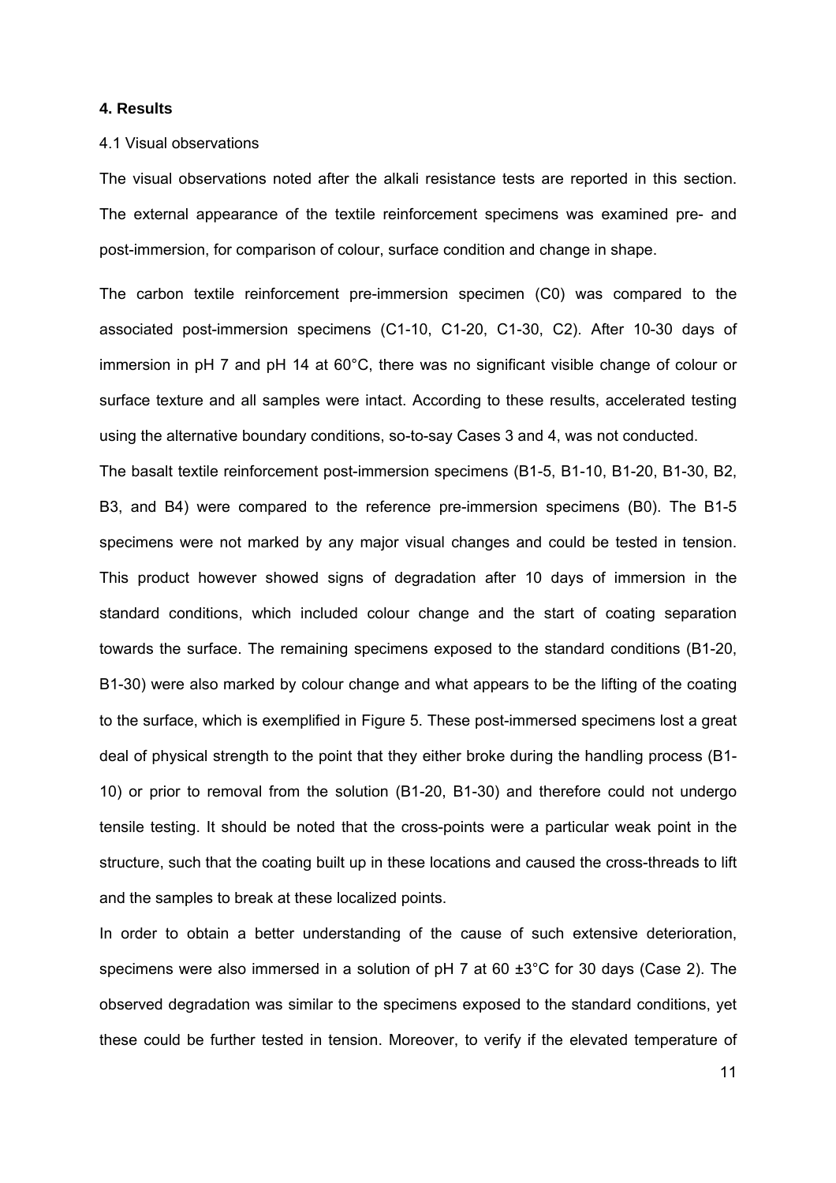## 4. Results

### 4.1 Visual observations

The visual observations noted after the alkali resistance tests are reported in this section. The external appearance of the textile reinforcement specimens was examined pre- and post-immersion, for comparison of colour, surface condition and change in shape.

The carbon textile reinforcement pre-immersion specimen (C0) was compared to the associated post-immersion specimens (C1-10, C1-20, C1-30, C2). After 10-30 days of immersion in pH 7 and pH 14 at 60°C, there was no significant visible change of colour or surface texture and all samples were intact. According to these results, accelerated testing using the alternative boundary conditions, so-to-say Cases 3 and 4, was not conducted.

The basalt textile reinforcement post-immersion specimens (B1-5, B1-10, B1-20, B1-30, B2, B3, and B4) were compared to the reference pre-immersion specimens (B0). The B1-5 specimens were not marked by any major visual changes and could be tested in tension. This product however showed signs of degradation after 10 days of immersion in the standard conditions, which included colour change and the start of coating separation towards the surface. The remaining specimens exposed to the standard conditions (B1-20, B1-30) were also marked by colour change and what appears to be the lifting of the coating to the surface, which is exemplified in Figure 5. These post-immersed specimens lost a great deal of physical strength to the point that they either broke during the handling process (B1-10) or prior to removal from the solution (B1-20, B1-30) and therefore could not undergo tensile testing. It should be noted that the cross-points were a particular weak point in the structure, such that the coating built up in these locations and caused the cross-threads to lift and the samples to break at these localized points.

In order to obtain a better understanding of the cause of such extensive deterioration, specimens were also immersed in a solution of pH 7 at 60 ±3°C for 30 days (Case 2). The observed degradation was similar to the specimens exposed to the standard conditions, yet these could be further tested in tension. Moreover, to verify if the elevated temperature of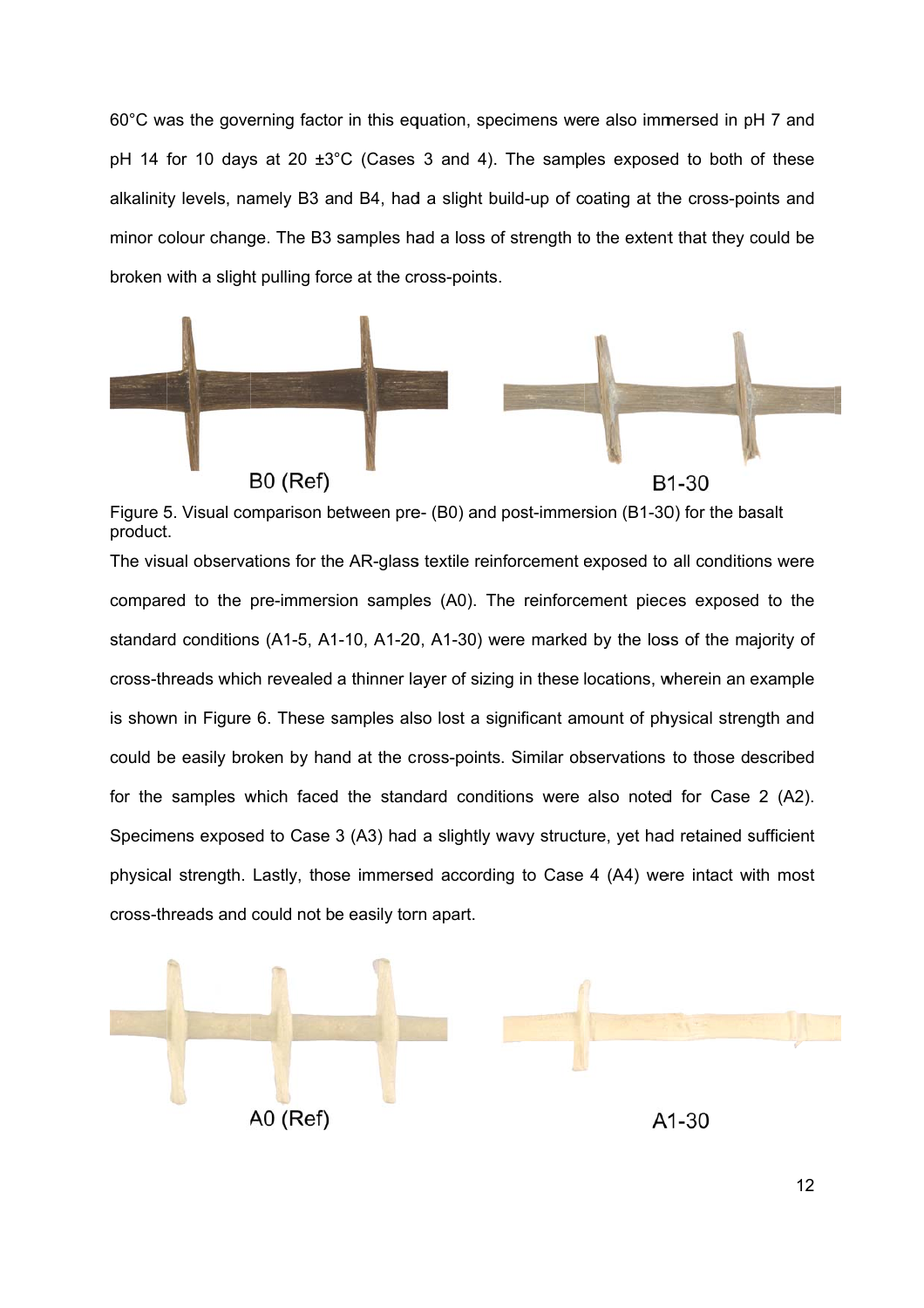60°C was the governing factor in this equation, specimens were also immersed in pH 7 and pH 14 for 10 days at 20 ±3°C (Cases 3 and 4). The samples exposed to both of these alkalinity levels, namely B3 and B4, had a slight build-up of coating at the cross-points and minor colour change. The B3 samples had a loss of strength to the extent that they could be broken with a slight pulling force at the cross-points.

B0 (Ref) B1-30

Figure 5. Visual comparison between pre- (B0) and post-immersion (B1-30) for the basalt product.

The visual observations for the AR-glass textile reinforcement exposed to all conditions were compared to the pre-immersion samples (A0). The reinforcement pieces exposed to the standard conditions (A1-5, A1-10, A1-20, A1-30) were marked by the loss of the majority of cross-threads which revealed a thinner layer of sizing in these locations, wherein an example is shown in Figure 6. These samples also lost a significant amount of physical strength and could be easily broken by hand at the cross-points. Similar observations to those described for the samples which faced the standard conditions were also noted for Case 2 (A2). Specimens exposed to Case 3 (A3) had a slightly wavy structure, yet had retained sufficient physical strength. Lastly, those immersed according to Case 4 (A4) were intact with most cross-threads and could not be easily torn apart.

A0 (Ref) A1-30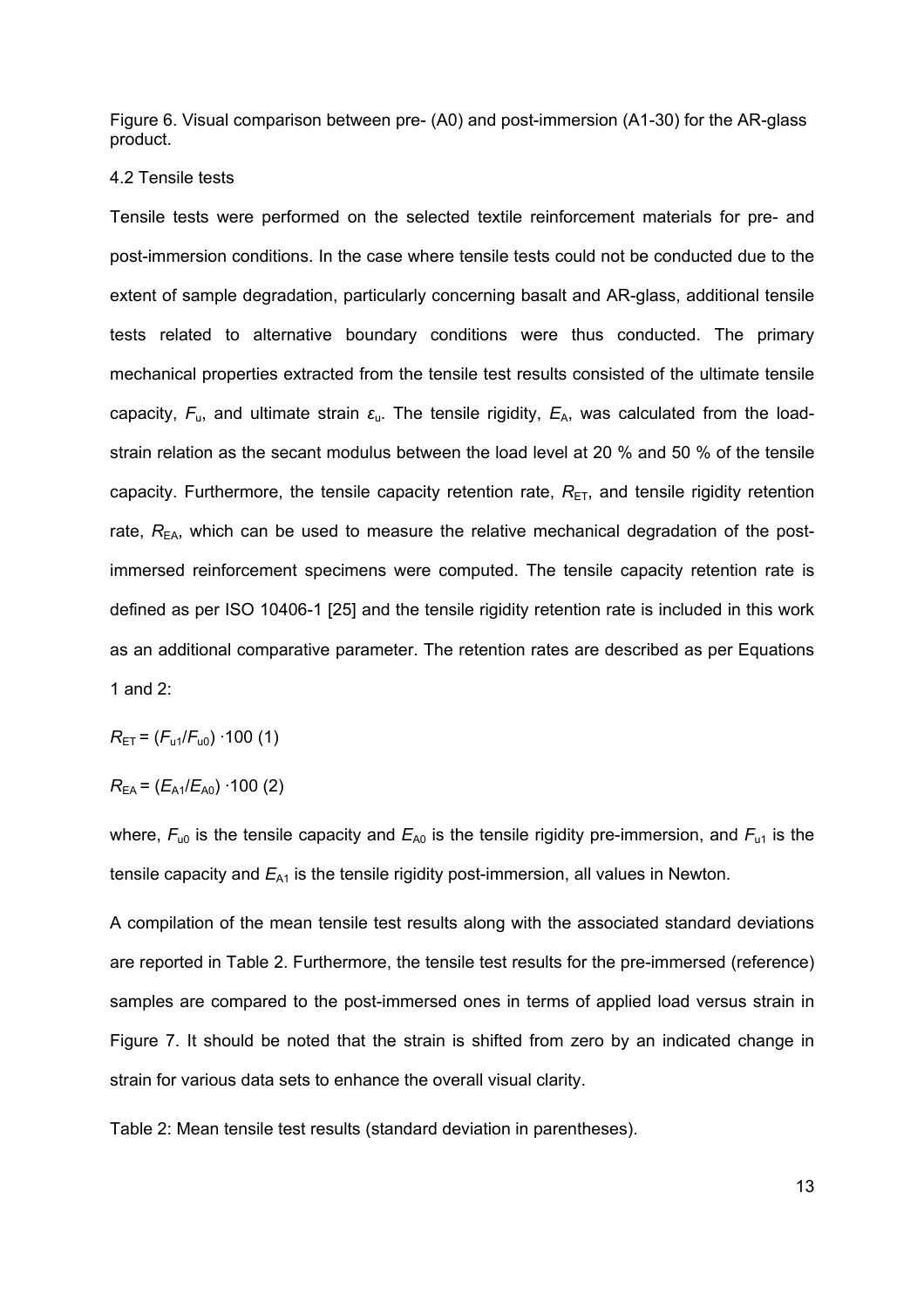Figure 6. Visual comparison between pre- (A0) and post-immersion (A1-30) for the AR-glass product.

### 4.2 Tensile tests

Tensile tests were performed on the selected textile reinforcement materials for pre- and post-immersion conditions. In the case where tensile tests could not be conducted due to the extent of sample degradation, particularly concerning basalt and AR-glass, additional tensile tests related to alternative boundary conditions were thus conducted. The primary mechanical properties extracted from the tensile test results consisted of the ultimate tensile capacity, $F_u$, and ultimate strain $\varepsilon_u$. The tensile rigidity, $E_A$, was calculated from the load-strain relation as the secant modulus between the load level at 20 % and 50 % of the tensile capacity. Furthermore, the tensile capacity retention rate, $R_{ET}$, and tensile rigidity retention rate, $R_{EA}$, which can be used to measure the relative mechanical degradation of the post-immersed reinforcement specimens were computed. The tensile capacity retention rate is defined as per ISO 10406-1 [25] and the tensile rigidity retention rate is included in this work as an additional comparative parameter. The retention rates are described as per Equations 1 and 2:

$$R_{ET} = (F_{u1}/F_{u0}) \cdot 100 \quad (1)$$

$$R_{EA} = (E_{A1}/E_{A0}) \cdot 100 \quad (2)$$

where, $F_{u0}$ is the tensile capacity and $E_{A0}$ is the tensile rigidity pre-immersion, and $F_{u1}$ is the tensile capacity and $E_{A1}$ is the tensile rigidity post-immersion, all values in Newton.

A compilation of the mean tensile test results along with the associated standard deviations are reported in Table 2. Furthermore, the tensile test results for the pre-immersed (reference) samples are compared to the post-immersed ones in terms of applied load versus strain in Figure 7. It should be noted that the strain is shifted from zero by an indicated change in strain for various data sets to enhance the overall visual clarity.

Table 2: Mean tensile test results (standard deviation in parentheses).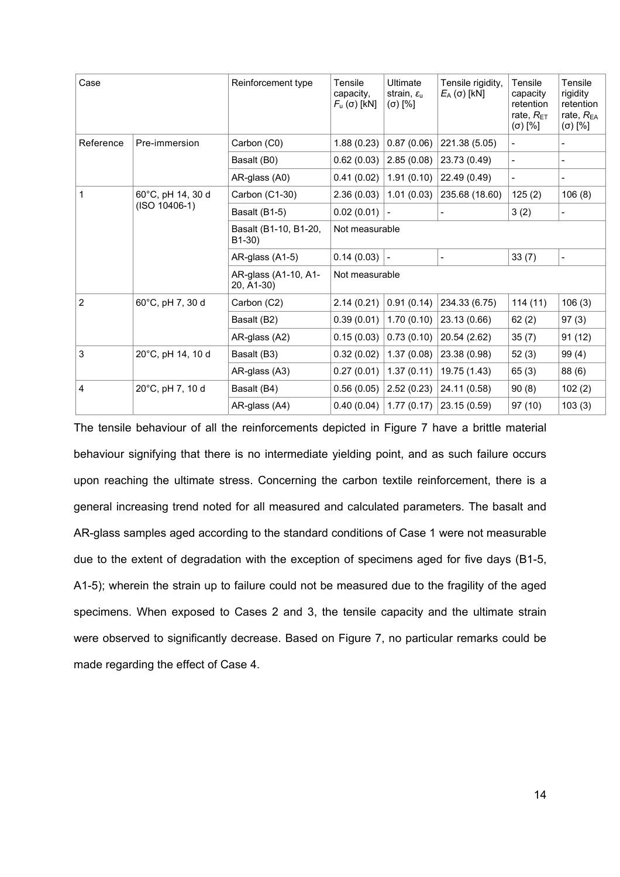| Case | | Reinforcement type | Tensile capacity, $F_u$ (σ) [kN] | Ultimate strain, $\varepsilon_u$ (σ) [%] | Tensile rigidity, $E_A$ (σ) [kN] | Tensile capacity retention rate, $R_{ET}$ (σ) [%] | Tensile rigidity retention rate, $R_{EA}$ (σ) [%] |
|---|---|---|---|---|---|---|---|
| Reference | Pre-immersion | Carbon (C0) | 1.88 (0.23) | 0.87 (0.06) | 221.38 (5.05) | - | - |
| | | Basalt (B0) | 0.62 (0.03) | 2.85 (0.08) | 23.73 (0.49) | - | - |
| | | AR-glass (A0) | 0.41 (0.02) | 1.91 (0.10) | 22.49 (0.49) | - | - |
| 1 | 60°C, pH 14, 30 d (ISO 10406-1) | Carbon (C1-30) | 2.36 (0.03) | 1.01 (0.03) | 235.68 (18.60) | 125 (2) | 106 (8) |
| | | Basalt (B1-5) | 0.02 (0.01) | - | - | 3 (2) | - |
| | | Basalt (B1-10, B1-20, B1-30) | Not measurable | | | | |
| | | AR-glass (A1-5) | 0.14 (0.03) | - | - | 33 (7) | - |
| | | AR-glass (A1-10, A1-20, A1-30) | Not measurable | | | | |
| 2 | 60°C, pH 7, 30 d | Carbon (C2) | 2.14 (0.21) | 0.91 (0.14) | 234.33 (6.75) | 114 (11) | 106 (3) |
| | | Basalt (B2) | 0.39 (0.01) | 1.70 (0.10) | 23.13 (0.66) | 62 (2) | 97 (3) |
| | | AR-glass (A2) | 0.15 (0.03) | 0.73 (0.10) | 20.54 (2.62) | 35 (7) | 91 (12) |
| 3 | 20°C, pH 14, 10 d | Basalt (B3) | 0.32 (0.02) | 1.37 (0.08) | 23.38 (0.98) | 52 (3) | 99 (4) |
| | | AR-glass (A3) | 0.27 (0.01) | 1.37 (0.11) | 19.75 (1.43) | 65 (3) | 88 (6) |
| 4 | 20°C, pH 7, 10 d | Basalt (B4) | 0.56 (0.05) | 2.52 (0.23) | 24.11 (0.58) | 90 (8) | 102 (2) |
| | | AR-glass (A4) | 0.40 (0.04) | 1.77 (0.17) | 23.15 (0.59) | 97 (10) | 103 (3) |

The tensile behaviour of all the reinforcements depicted in Figure 7 have a brittle material behaviour signifying that there is no intermediate yielding point, and as such failure occurs upon reaching the ultimate stress. Concerning the carbon textile reinforcement, there is a general increasing trend noted for all measured and calculated parameters. The basalt and AR-glass samples aged according to the standard conditions of Case 1 were not measurable due to the extent of degradation with the exception of specimens aged for five days (B1-5, A1-5); wherein the strain up to failure could not be measured due to the fragility of the aged specimens. When exposed to Cases 2 and 3, the tensile capacity and the ultimate strain were observed to significantly decrease. Based on Figure 7, no particular remarks could be made regarding the effect of Case 4.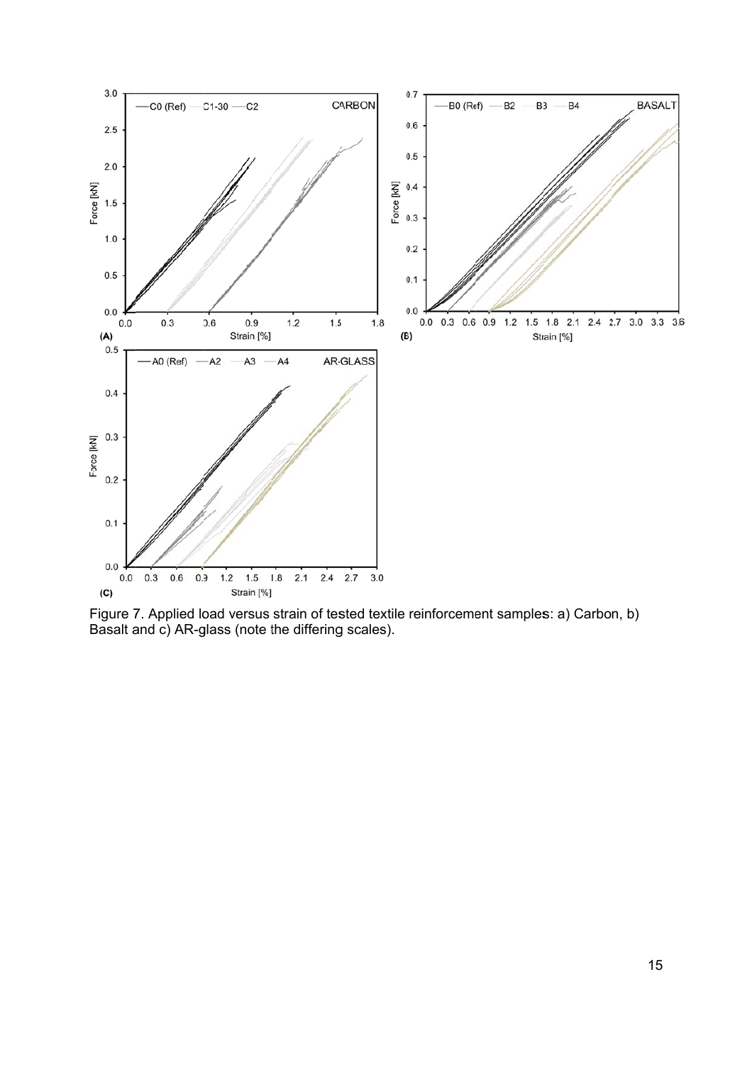Figure 7. Applied load versus strain of tested textile reinforcement samples: a) Carbon, b) Basalt and c) AR-glass (note the differing scales).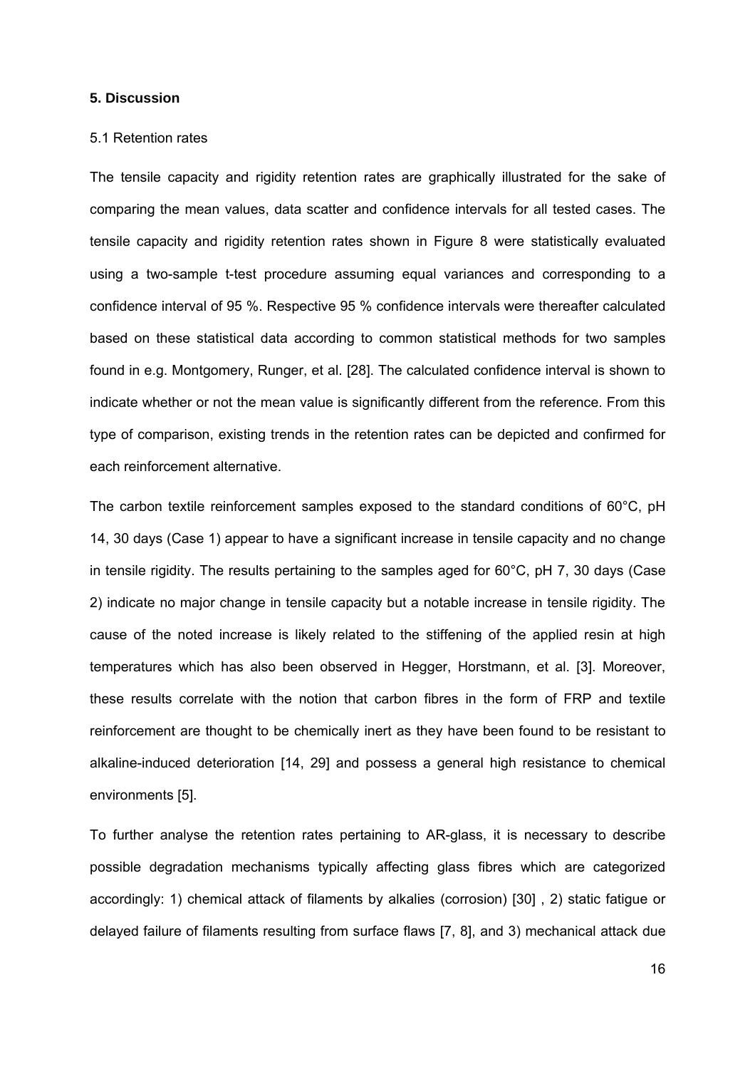## 5. Discussion

### 5.1 Retention rates

The tensile capacity and rigidity retention rates are graphically illustrated for the sake of comparing the mean values, data scatter and confidence intervals for all tested cases. The tensile capacity and rigidity retention rates shown in Figure 8 were statistically evaluated using a two-sample t-test procedure assuming equal variances and corresponding to a confidence interval of 95 %. Respective 95 % confidence intervals were thereafter calculated based on these statistical data according to common statistical methods for two samples found in e.g. Montgomery, Runger, et al. [28]. The calculated confidence interval is shown to indicate whether or not the mean value is significantly different from the reference. From this type of comparison, existing trends in the retention rates can be depicted and confirmed for each reinforcement alternative.

The carbon textile reinforcement samples exposed to the standard conditions of 60°C, pH 14, 30 days (Case 1) appear to have a significant increase in tensile capacity and no change in tensile rigidity. The results pertaining to the samples aged for 60°C, pH 7, 30 days (Case 2) indicate no major change in tensile capacity but a notable increase in tensile rigidity. The cause of the noted increase is likely related to the stiffening of the applied resin at high temperatures which has also been observed in Hegger, Horstmann, et al. [3]. Moreover, these results correlate with the notion that carbon fibres in the form of FRP and textile reinforcement are thought to be chemically inert as they have been found to be resistant to alkaline-induced deterioration [14, 29] and possess a general high resistance to chemical environments [5].

To further analyse the retention rates pertaining to AR-glass, it is necessary to describe possible degradation mechanisms typically affecting glass fibres which are categorized accordingly: 1) chemical attack of filaments by alkalies (corrosion) [30] , 2) static fatigue or delayed failure of filaments resulting from surface flaws [7, 8], and 3) mechanical attack due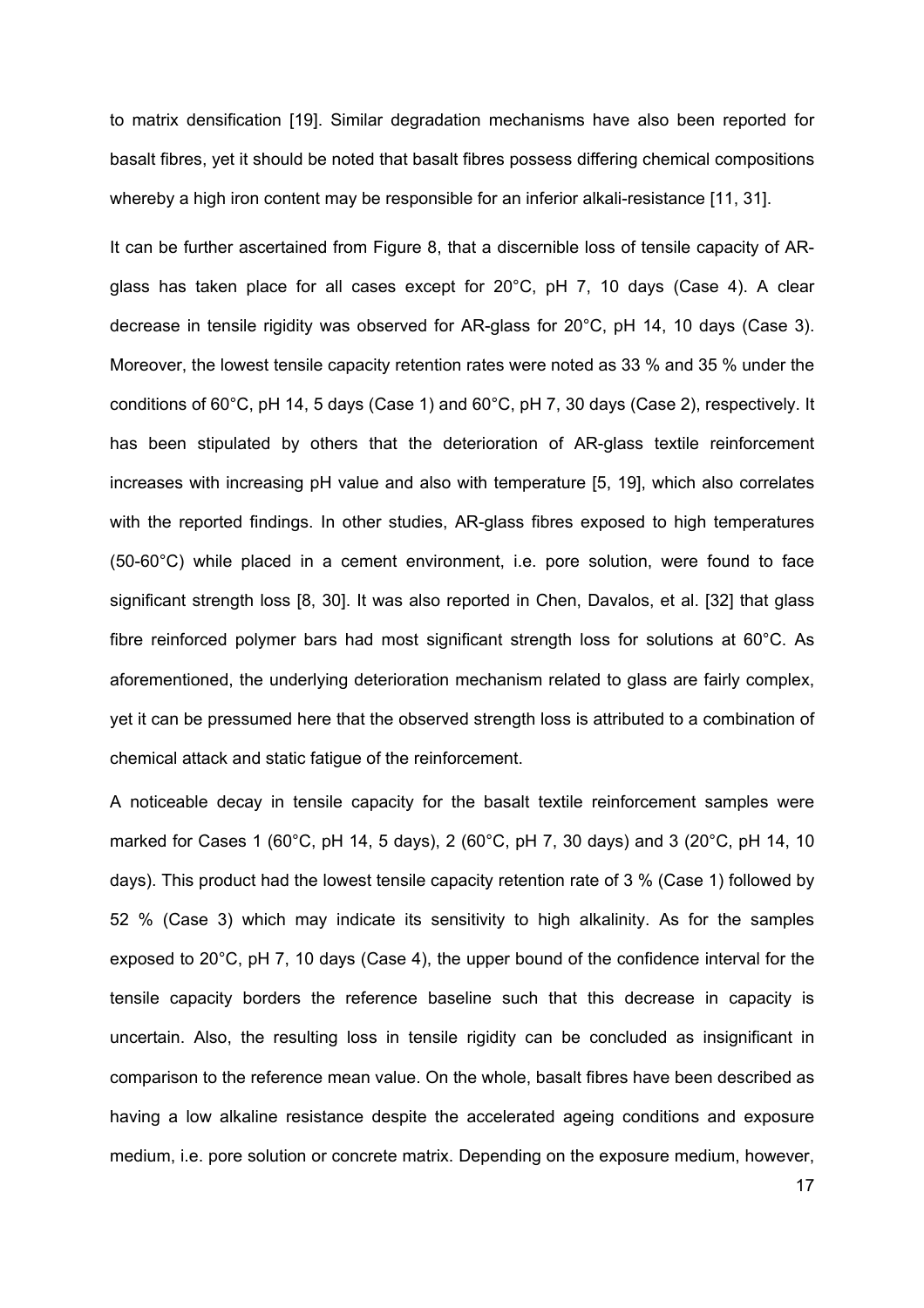to matrix densification [19]. Similar degradation mechanisms have also been reported for basalt fibres, yet it should be noted that basalt fibres possess differing chemical compositions whereby a high iron content may be responsible for an inferior alkali-resistance [11, 31].

It can be further ascertained from Figure 8, that a discernible loss of tensile capacity of AR-glass has taken place for all cases except for 20°C, pH 7, 10 days (Case 4). A clear decrease in tensile rigidity was observed for AR-glass for 20°C, pH 14, 10 days (Case 3). Moreover, the lowest tensile capacity retention rates were noted as 33 % and 35 % under the conditions of 60°C, pH 14, 5 days (Case 1) and 60°C, pH 7, 30 days (Case 2), respectively. It has been stipulated by others that the deterioration of AR-glass textile reinforcement increases with increasing pH value and also with temperature [5, 19], which also correlates with the reported findings. In other studies, AR-glass fibres exposed to high temperatures (50-60°C) while placed in a cement environment, i.e. pore solution, were found to face significant strength loss [8, 30]. It was also reported in Chen, Davalos, et al. [32] that glass fibre reinforced polymer bars had most significant strength loss for solutions at 60°C. As aforementioned, the underlying deterioration mechanism related to glass are fairly complex, yet it can be pressumed here that the observed strength loss is attributed to a combination of chemical attack and static fatigue of the reinforcement.

A noticeable decay in tensile capacity for the basalt textile reinforcement samples were marked for Cases 1 (60°C, pH 14, 5 days), 2 (60°C, pH 7, 30 days) and 3 (20°C, pH 14, 10 days). This product had the lowest tensile capacity retention rate of 3 % (Case 1) followed by 52 % (Case 3) which may indicate its sensitivity to high alkalinity. As for the samples exposed to 20°C, pH 7, 10 days (Case 4), the upper bound of the confidence interval for the tensile capacity borders the reference baseline such that this decrease in capacity is uncertain. Also, the resulting loss in tensile rigidity can be concluded as insignificant in comparison to the reference mean value. On the whole, basalt fibres have been described as having a low alkaline resistance despite the accelerated ageing conditions and exposure medium, i.e. pore solution or concrete matrix. Depending on the exposure medium, however,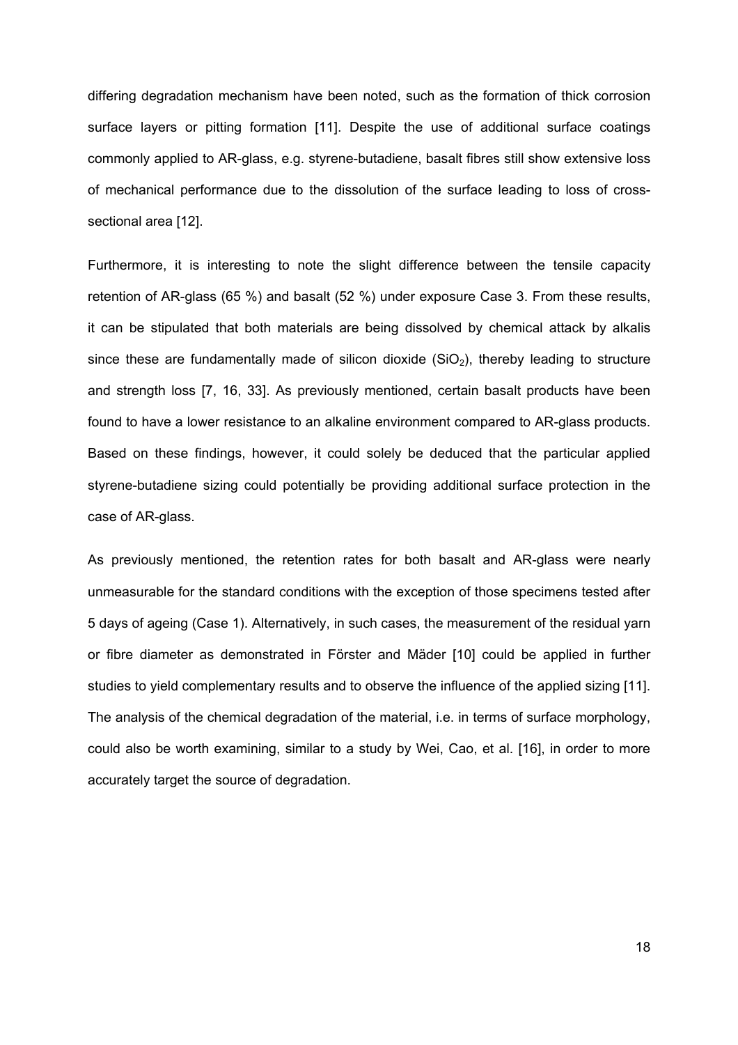differing degradation mechanism have been noted, such as the formation of thick corrosion surface layers or pitting formation [11]. Despite the use of additional surface coatings commonly applied to AR-glass, e.g. styrene-butadiene, basalt fibres still show extensive loss of mechanical performance due to the dissolution of the surface leading to loss of cross-sectional area [12].

Furthermore, it is interesting to note the slight difference between the tensile capacity retention of AR-glass (65 %) and basalt (52 %) under exposure Case 3. From these results, it can be stipulated that both materials are being dissolved by chemical attack by alkalis since these are fundamentally made of silicon dioxide ($SiO_2$), thereby leading to structure and strength loss [7, 16, 33]. As previously mentioned, certain basalt products have been found to have a lower resistance to an alkaline environment compared to AR-glass products. Based on these findings, however, it could solely be deduced that the particular applied styrene-butadiene sizing could potentially be providing additional surface protection in the case of AR-glass.

As previously mentioned, the retention rates for both basalt and AR-glass were nearly unmeasurable for the standard conditions with the exception of those specimens tested after 5 days of ageing (Case 1). Alternatively, in such cases, the measurement of the residual yarn or fibre diameter as demonstrated in Förster and Mäder [10] could be applied in further studies to yield complementary results and to observe the influence of the applied sizing [11]. The analysis of the chemical degradation of the material, i.e. in terms of surface morphology, could also be worth examining, similar to a study by Wei, Cao, et al. [16], in order to more accurately target the source of degradation.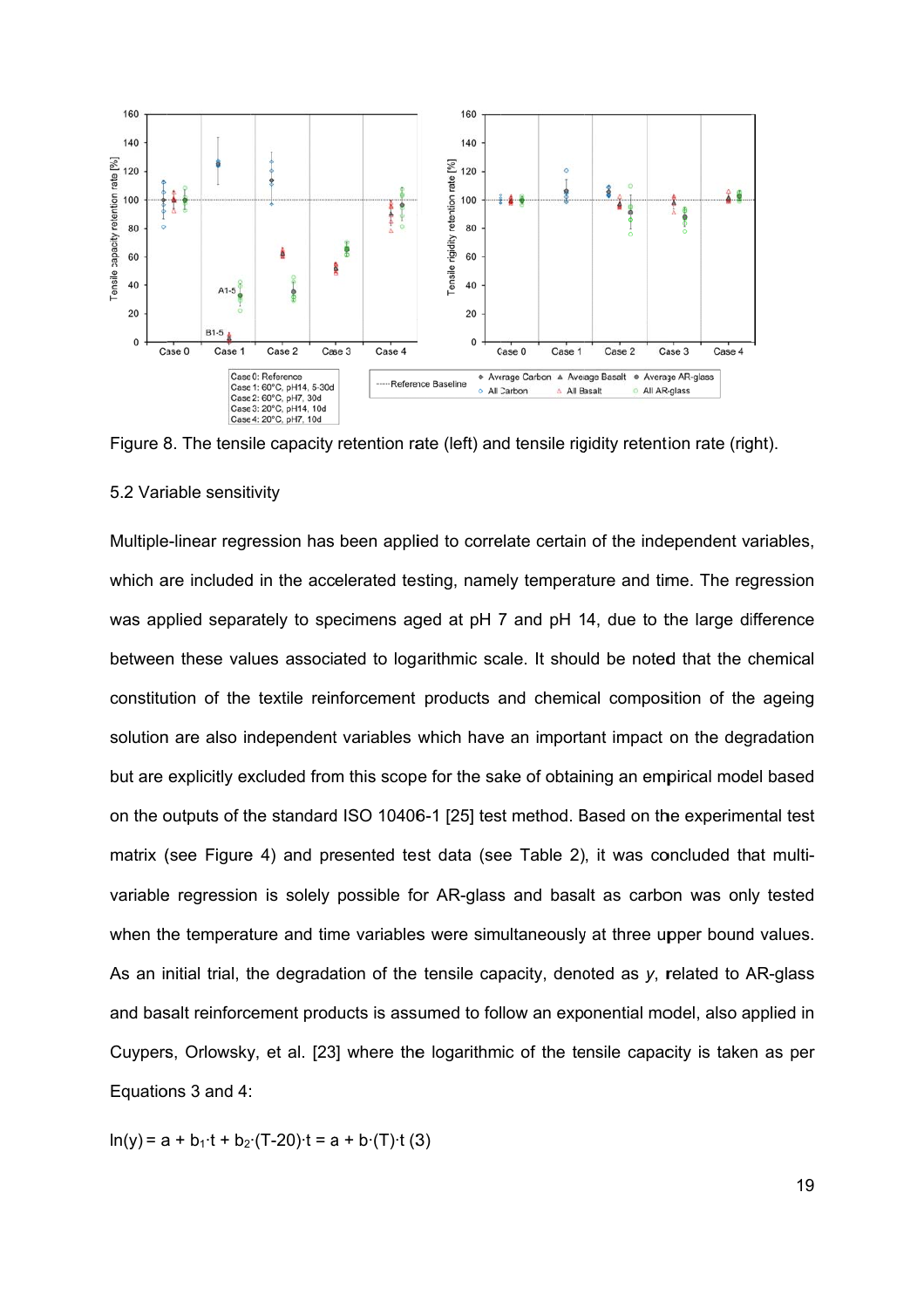Figure 8. The tensile capacity retention rate (left) and tensile rigidity retention rate (right).

### 5.2 Variable sensitivity

Multiple-linear regression has been applied to correlate certain of the independent variables, which are included in the accelerated testing, namely temperature and time. The regression was applied separately to specimens aged at pH 7 and pH 14, due to the large difference between these values associated to logarithmic scale. It should be noted that the chemical constitution of the textile reinforcement products and chemical composition of the ageing solution are also independent variables which have an important impact on the degradation but are explicitly excluded from this scope for the sake of obtaining an empirical model based on the outputs of the standard ISO 10406-1 [25] test method. Based on the experimental test matrix (see Figure 4) and presented test data (see Table 2), it was concluded that multi-variable regression is solely possible for AR-glass and basalt as carbon was only tested when the temperature and time variables were simultaneously at three upper bound values. As an initial trial, the degradation of the tensile capacity, denoted as $y$, related to AR-glass and basalt reinforcement products is assumed to follow an exponential model, also applied in Cuypers, Orlowsky, et al. [23] where the logarithmic of the tensile capacity is taken as per Equations 3 and 4:

$$\ln(y) = a + b_1 \cdot t + b_2 \cdot (T-20) \cdot t = a + b \cdot (T) \cdot t \quad (3)$$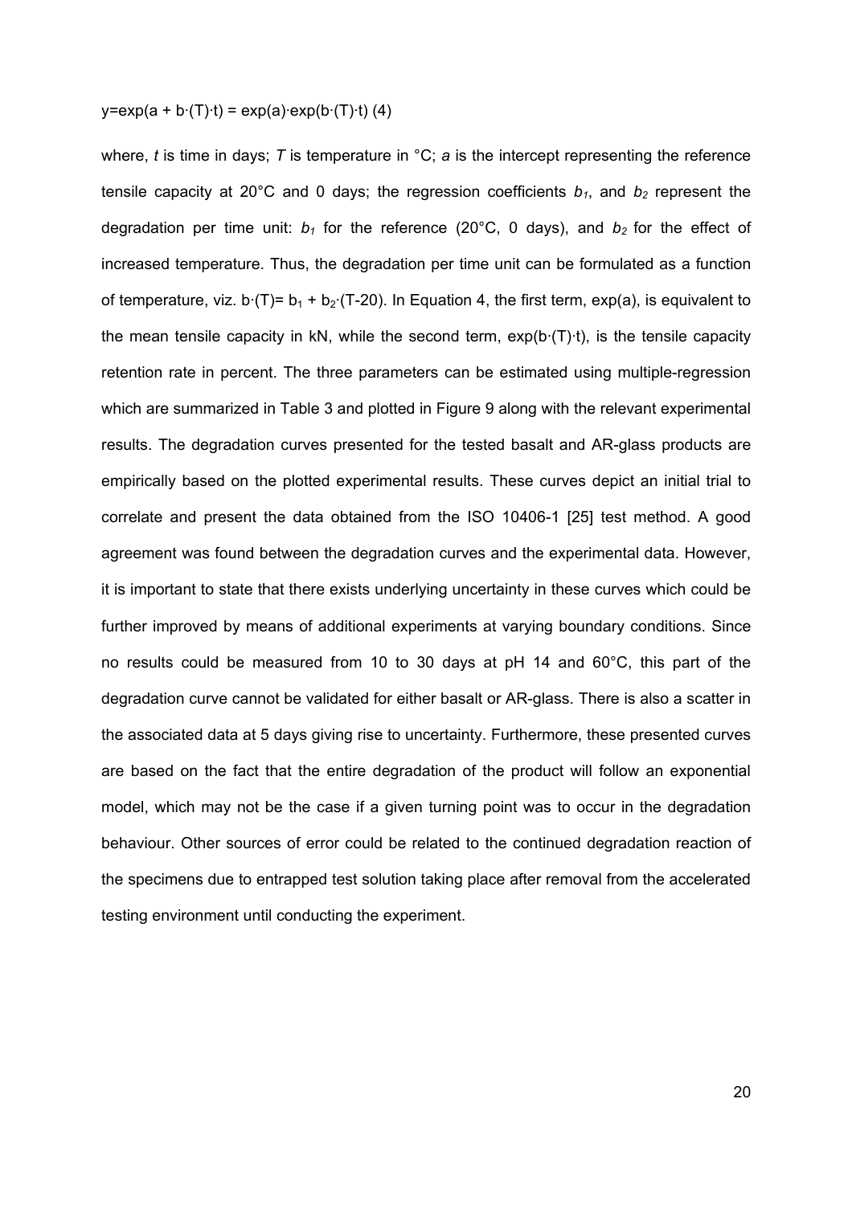$$y=\exp(a + b\cdot(T)\cdot t) = \exp(a)\cdot\exp(b\cdot(T)\cdot t) \quad (4)$$

where, $t$ is time in days; $T$ is temperature in °C; $a$ is the intercept representing the reference tensile capacity at 20°C and 0 days; the regression coefficients $b_1$, and $b_2$ represent the degradation per time unit: $b_1$ for the reference (20°C, 0 days), and $b_2$ for the effect of increased temperature. Thus, the degradation per time unit can be formulated as a function of temperature, viz. $b\cdot(T)= b_1 + b_2\cdot(T-20)$. In Equation 4, the first term, $\exp(a)$, is equivalent to the mean tensile capacity in kN, while the second term, $\exp(b\cdot(T)\cdot t)$, is the tensile capacity retention rate in percent. The three parameters can be estimated using multiple-regression which are summarized in Table 3 and plotted in Figure 9 along with the relevant experimental results. The degradation curves presented for the tested basalt and AR-glass products are empirically based on the plotted experimental results. These curves depict an initial trial to correlate and present the data obtained from the ISO 10406-1 [25] test method. A good agreement was found between the degradation curves and the experimental data. However, it is important to state that there exists underlying uncertainty in these curves which could be further improved by means of additional experiments at varying boundary conditions. Since no results could be measured from 10 to 30 days at pH 14 and 60°C, this part of the degradation curve cannot be validated for either basalt or AR-glass. There is also a scatter in the associated data at 5 days giving rise to uncertainty. Furthermore, these presented curves are based on the fact that the entire degradation of the product will follow an exponential model, which may not be the case if a given turning point was to occur in the degradation behaviour. Other sources of error could be related to the continued degradation reaction of the specimens due to entrapped test solution taking place after removal from the accelerated testing environment until conducting the experiment.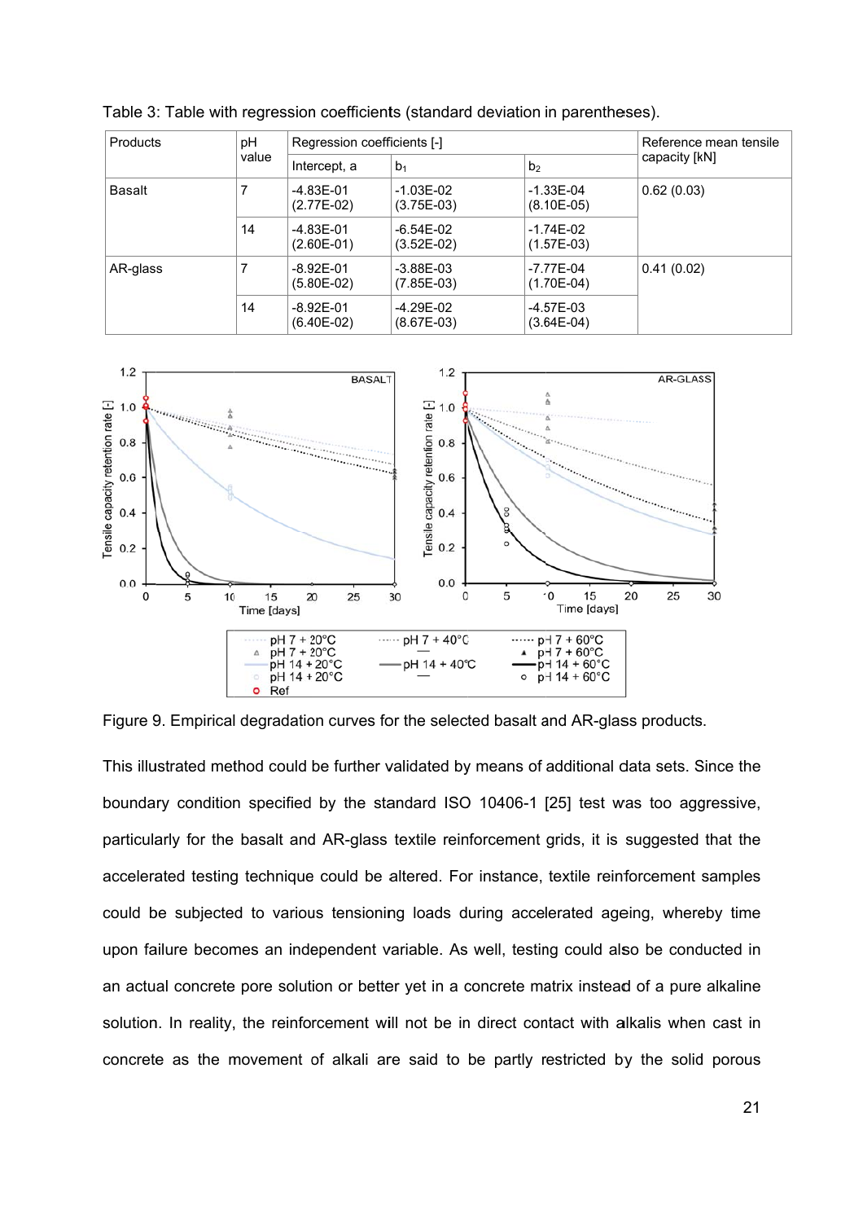Table 3: Table with regression coefficients (standard deviation in parentheses).

| Products | pH value | Regression coefficients [-] | | | Reference mean tensile capacity [kN] |
|---|---|---|---|---|---|
| | | Intercept, a | $b_1$ | $b_2$ | |
| Basalt | 7 | -4.83E-01 (2.77E-02) | -1.03E-02 (3.75E-03) | -1.33E-04 (8.10E-05) | 0.62 (0.03) |
| | 14 | -4.83E-01 (2.60E-01) | -6.54E-02 (3.52E-02) | -1.74E-02 (1.57E-03) | |
| AR-glass | 7 | -8.92E-01 (5.80E-02) | -3.88E-03 (7.85E-03) | -7.77E-04 (1.70E-04) | 0.41 (0.02) |
| | 14 | -8.92E-01 (6.40E-02) | -4.29E-02 (8.67E-03) | -4.57E-03 (3.64E-04) | |

Figure 9. Empirical degradation curves for the selected basalt and AR-glass products.

This illustrated method could be further validated by means of additional data sets. Since the boundary condition specified by the standard ISO 10406-1 [25] test was too aggressive, particularly for the basalt and AR-glass textile reinforcement grids, it is suggested that the accelerated testing technique could be altered. For instance, textile reinforcement samples could be subjected to various tensioning loads during accelerated ageing, whereby time upon failure becomes an independent variable. As well, testing could also be conducted in an actual concrete pore solution or better yet in a concrete matrix instead of a pure alkaline solution. In reality, the reinforcement will not be in direct contact with alkalis when cast in concrete as the movement of alkali are said to be partly restricted by the solid porous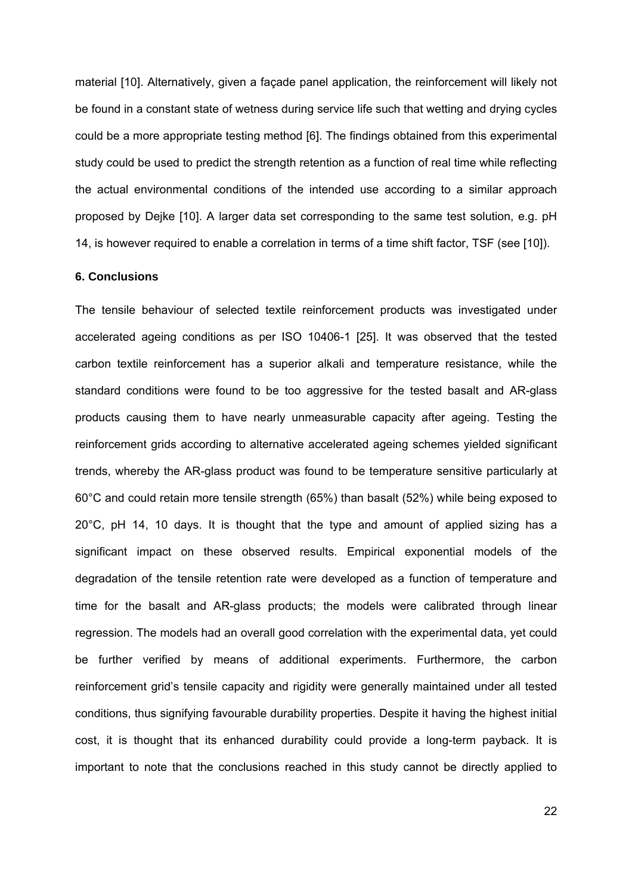material [10]. Alternatively, given a façade panel application, the reinforcement will likely not be found in a constant state of wetness during service life such that wetting and drying cycles could be a more appropriate testing method [6]. The findings obtained from this experimental study could be used to predict the strength retention as a function of real time while reflecting the actual environmental conditions of the intended use according to a similar approach proposed by Dejke [10]. A larger data set corresponding to the same test solution, e.g. pH 14, is however required to enable a correlation in terms of a time shift factor, TSF (see [10]).

## 6. Conclusions

The tensile behaviour of selected textile reinforcement products was investigated under accelerated ageing conditions as per ISO 10406-1 [25]. It was observed that the tested carbon textile reinforcement has a superior alkali and temperature resistance, while the standard conditions were found to be too aggressive for the tested basalt and AR-glass products causing them to have nearly unmeasurable capacity after ageing. Testing the reinforcement grids according to alternative accelerated ageing schemes yielded significant trends, whereby the AR-glass product was found to be temperature sensitive particularly at 60°C and could retain more tensile strength (65%) than basalt (52%) while being exposed to 20°C, pH 14, 10 days. It is thought that the type and amount of applied sizing has a significant impact on these observed results. Empirical exponential models of the degradation of the tensile retention rate were developed as a function of temperature and time for the basalt and AR-glass products; the models were calibrated through linear regression. The models had an overall good correlation with the experimental data, yet could be further verified by means of additional experiments. Furthermore, the carbon reinforcement grid's tensile capacity and rigidity were generally maintained under all tested conditions, thus signifying favourable durability properties. Despite it having the highest initial cost, it is thought that its enhanced durability could provide a long-term payback. It is important to note that the conclusions reached in this study cannot be directly applied to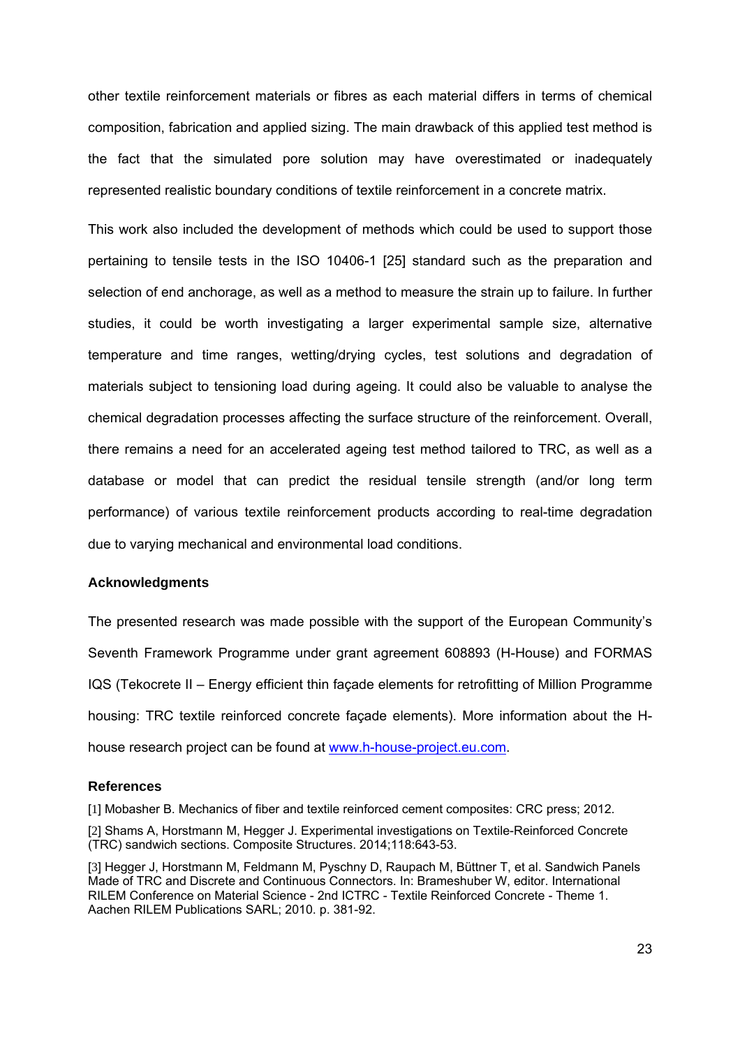other textile reinforcement materials or fibres as each material differs in terms of chemical composition, fabrication and applied sizing. The main drawback of this applied test method is the fact that the simulated pore solution may have overestimated or inadequately represented realistic boundary conditions of textile reinforcement in a concrete matrix.

This work also included the development of methods which could be used to support those pertaining to tensile tests in the ISO 10406-1 [25] standard such as the preparation and selection of end anchorage, as well as a method to measure the strain up to failure. In further studies, it could be worth investigating a larger experimental sample size, alternative temperature and time ranges, wetting/drying cycles, test solutions and degradation of materials subject to tensioning load during ageing. It could also be valuable to analyse the chemical degradation processes affecting the surface structure of the reinforcement. Overall, there remains a need for an accelerated ageing test method tailored to TRC, as well as a database or model that can predict the residual tensile strength (and/or long term performance) of various textile reinforcement products according to real-time degradation due to varying mechanical and environmental load conditions.

## Acknowledgments

The presented research was made possible with the support of the European Community's Seventh Framework Programme under grant agreement 608893 (H-House) and FORMAS IQS (Tekocrete II – Energy efficient thin façade elements for retrofitting of Million Programme housing: TRC textile reinforced concrete façade elements). More information about the H-house research project can be found at www.h-house-project.eu.com.

## References

[1] Mobasher B. Mechanics of fiber and textile reinforced cement composites: CRC press; 2012.

[2] Shams A, Horstmann M, Hegger J. Experimental investigations on Textile-Reinforced Concrete (TRC) sandwich sections. Composite Structures. 2014;118:643-53.

[3] Hegger J, Horstmann M, Feldmann M, Pyschny D, Raupach M, Büttner T, et al. Sandwich Panels Made of TRC and Discrete and Continuous Connectors. In: Brameshuber W, editor. International RILEM Conference on Material Science - 2nd ICTRC - Textile Reinforced Concrete - Theme 1. Aachen RILEM Publications SARL; 2010. p. 381-92.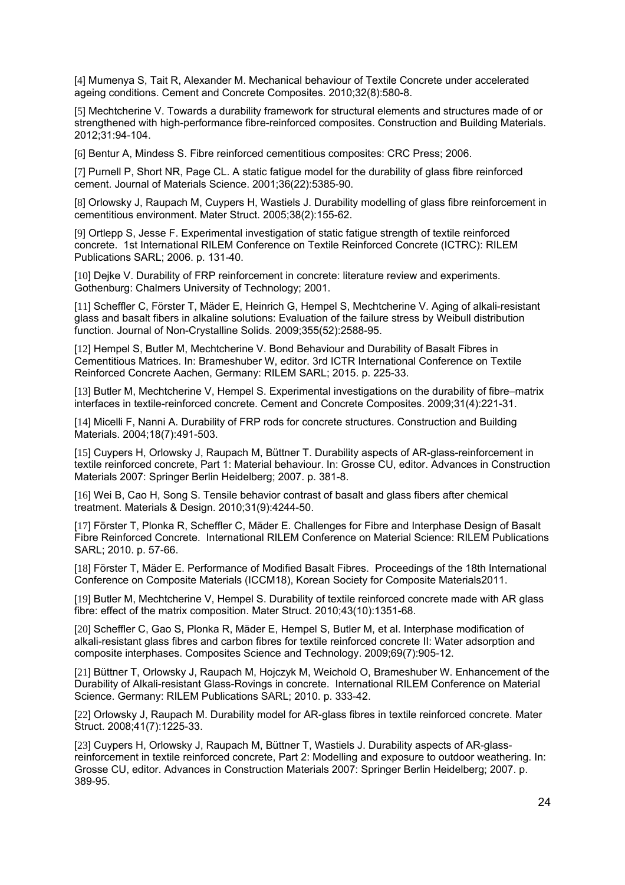[4] Mumenya S, Tait R, Alexander M. Mechanical behaviour of Textile Concrete under accelerated ageing conditions. Cement and Concrete Composites. 2010;32(8):580-8.

[5] Mechtcherine V. Towards a durability framework for structural elements and structures made of or strengthened with high-performance fibre-reinforced composites. Construction and Building Materials. 2012;31:94-104.

[6] Bentur A, Mindess S. Fibre reinforced cementitious composites: CRC Press; 2006.

[7] Purnell P, Short NR, Page CL. A static fatigue model for the durability of glass fibre reinforced cement. Journal of Materials Science. 2001;36(22):5385-90.

[8] Orlowsky J, Raupach M, Cuypers H, Wastiels J. Durability modelling of glass fibre reinforcement in cementitious environment. Mater Struct. 2005;38(2):155-62.

[9] Ortlepp S, Jesse F. Experimental investigation of static fatigue strength of textile reinforced concrete. 1st International RILEM Conference on Textile Reinforced Concrete (ICTRC): RILEM Publications SARL; 2006. p. 131-40.

[10] Dejke V. Durability of FRP reinforcement in concrete: literature review and experiments. Gothenburg: Chalmers University of Technology; 2001.

[11] Scheffler C, Förster T, Mäder E, Heinrich G, Hempel S, Mechtcherine V. Aging of alkali-resistant glass and basalt fibers in alkaline solutions: Evaluation of the failure stress by Weibull distribution function. Journal of Non-Crystalline Solids. 2009;355(52):2588-95.

[12] Hempel S, Butler M, Mechtcherine V. Bond Behaviour and Durability of Basalt Fibres in Cementitious Matrices. In: Brameshuber W, editor. 3rd ICTR International Conference on Textile Reinforced Concrete Aachen, Germany: RILEM SARL; 2015. p. 225-33.

[13] Butler M, Mechtcherine V, Hempel S. Experimental investigations on the durability of fibre–matrix interfaces in textile-reinforced concrete. Cement and Concrete Composites. 2009;31(4):221-31.

[14] Micelli F, Nanni A. Durability of FRP rods for concrete structures. Construction and Building Materials. 2004;18(7):491-503.

[15] Cuypers H, Orlowsky J, Raupach M, Büttner T. Durability aspects of AR-glass-reinforcement in textile reinforced concrete, Part 1: Material behaviour. In: Grosse CU, editor. Advances in Construction Materials 2007: Springer Berlin Heidelberg; 2007. p. 381-8.

[16] Wei B, Cao H, Song S. Tensile behavior contrast of basalt and glass fibers after chemical treatment. Materials & Design. 2010;31(9):4244-50.

[17] Förster T, Plonka R, Scheffler C, Mäder E. Challenges for Fibre and Interphase Design of Basalt Fibre Reinforced Concrete. International RILEM Conference on Material Science: RILEM Publications SARL; 2010. p. 57-66.

[18] Förster T, Mäder E. Performance of Modified Basalt Fibres. Proceedings of the 18th International Conference on Composite Materials (ICCM18), Korean Society for Composite Materials2011.

[19] Butler M, Mechtcherine V, Hempel S. Durability of textile reinforced concrete made with AR glass fibre: effect of the matrix composition. Mater Struct. 2010;43(10):1351-68.

[20] Scheffler C, Gao S, Plonka R, Mäder E, Hempel S, Butler M, et al. Interphase modification of alkali-resistant glass fibres and carbon fibres for textile reinforced concrete II: Water adsorption and composite interphases. Composites Science and Technology. 2009;69(7):905-12.

[21] Büttner T, Orlowsky J, Raupach M, Hojczyk M, Weichold O, Brameshuber W. Enhancement of the Durability of Alkali-resistant Glass-Rovings in concrete. International RILEM Conference on Material Science. Germany: RILEM Publications SARL; 2010. p. 333-42.

[22] Orlowsky J, Raupach M. Durability model for AR-glass fibres in textile reinforced concrete. Mater Struct. 2008;41(7):1225-33.

[23] Cuypers H, Orlowsky J, Raupach M, Büttner T, Wastiels J. Durability aspects of AR-glass-reinforcement in textile reinforced concrete, Part 2: Modelling and exposure to outdoor weathering. In: Grosse CU, editor. Advances in Construction Materials 2007: Springer Berlin Heidelberg; 2007. p. 389-95.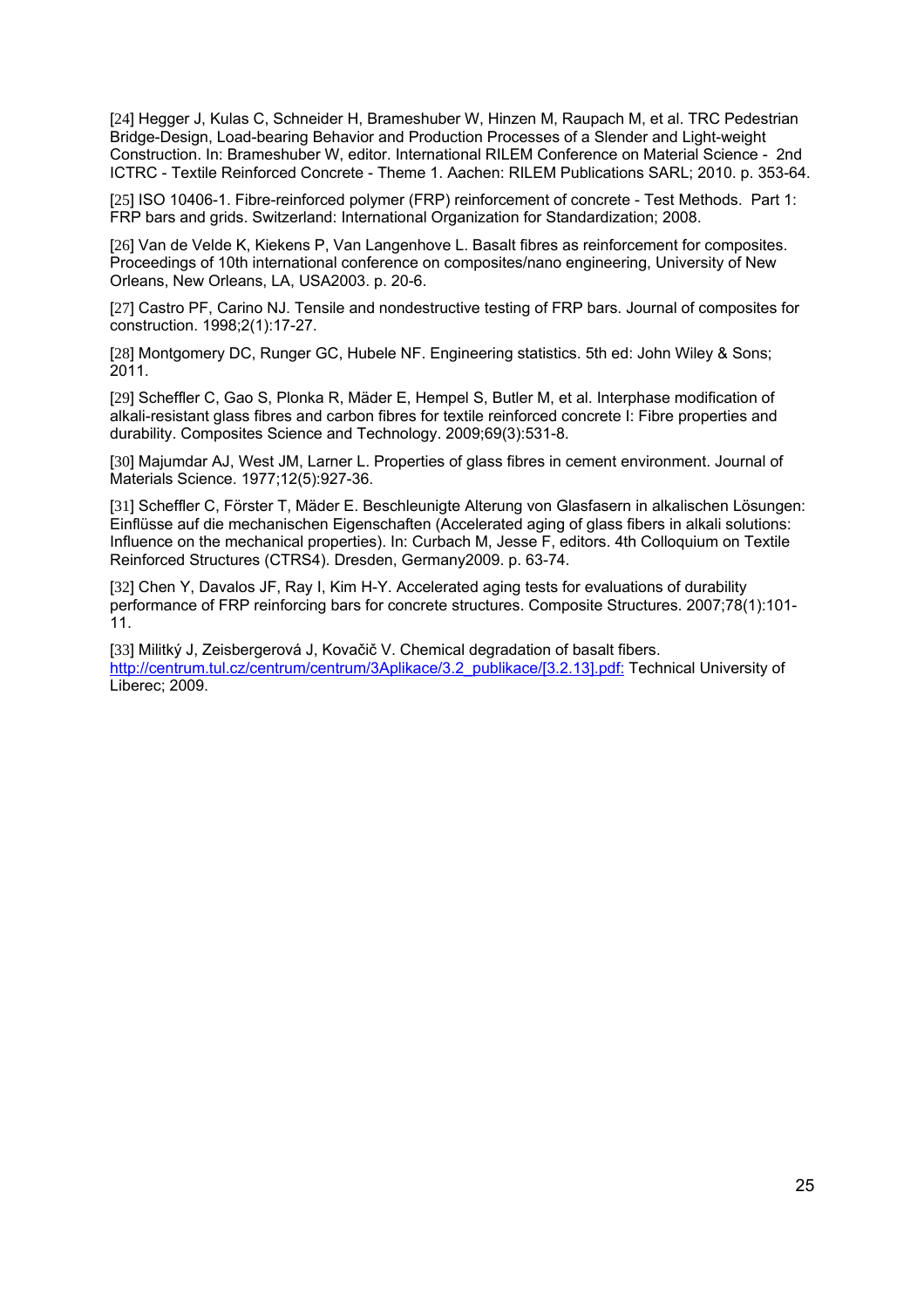[24] Hegger J, Kulas C, Schneider H, Brameshuber W, Hinzen M, Raupach M, et al. TRC Pedestrian Bridge-Design, Load-bearing Behavior and Production Processes of a Slender and Light-weight Construction. In: Brameshuber W, editor. International RILEM Conference on Material Science - 2nd ICTRC - Textile Reinforced Concrete - Theme 1. Aachen: RILEM Publications SARL; 2010. p. 353-64.

[25] ISO 10406-1. Fibre-reinforced polymer (FRP) reinforcement of concrete - Test Methods. Part 1: FRP bars and grids. Switzerland: International Organization for Standardization; 2008.

[26] Van de Velde K, Kiekens P, Van Langenhove L. Basalt fibres as reinforcement for composites. Proceedings of 10th international conference on composites/nano engineering, University of New Orleans, New Orleans, LA, USA2003. p. 20-6.

[27] Castro PF, Carino NJ. Tensile and nondestructive testing of FRP bars. Journal of composites for construction. 1998;2(1):17-27.

[28] Montgomery DC, Runger GC, Hubele NF. Engineering statistics. 5th ed: John Wiley & Sons; 2011.

[29] Scheffler C, Gao S, Plonka R, Mäder E, Hempel S, Butler M, et al. Interphase modification of alkali-resistant glass fibres and carbon fibres for textile reinforced concrete I: Fibre properties and durability. Composites Science and Technology. 2009;69(3):531-8.

[30] Majumdar AJ, West JM, Larner L. Properties of glass fibres in cement environment. Journal of Materials Science. 1977;12(5):927-36.

[31] Scheffler C, Förster T, Mäder E. Beschleunigte Alterung von Glasfasern in alkalischen Lösungen: Einflüsse auf die mechanischen Eigenschaften (Accelerated aging of glass fibers in alkali solutions: Influence on the mechanical properties). In: Curbach M, Jesse F, editors. 4th Colloquium on Textile Reinforced Structures (CTRS4). Dresden, Germany2009. p. 63-74.

[32] Chen Y, Davalos JF, Ray I, Kim H-Y. Accelerated aging tests for evaluations of durability performance of FRP reinforcing bars for concrete structures. Composite Structures. 2007;78(1):101-11.

[33] Militký J, Zeisbergerová J, Kovačič V. Chemical degradation of basalt fibers. http://centrum.tul.cz/centrum/centrum/3Aplikace/3.2_publikace/[3.2.13].pdf: Technical University of Liberec; 2009.